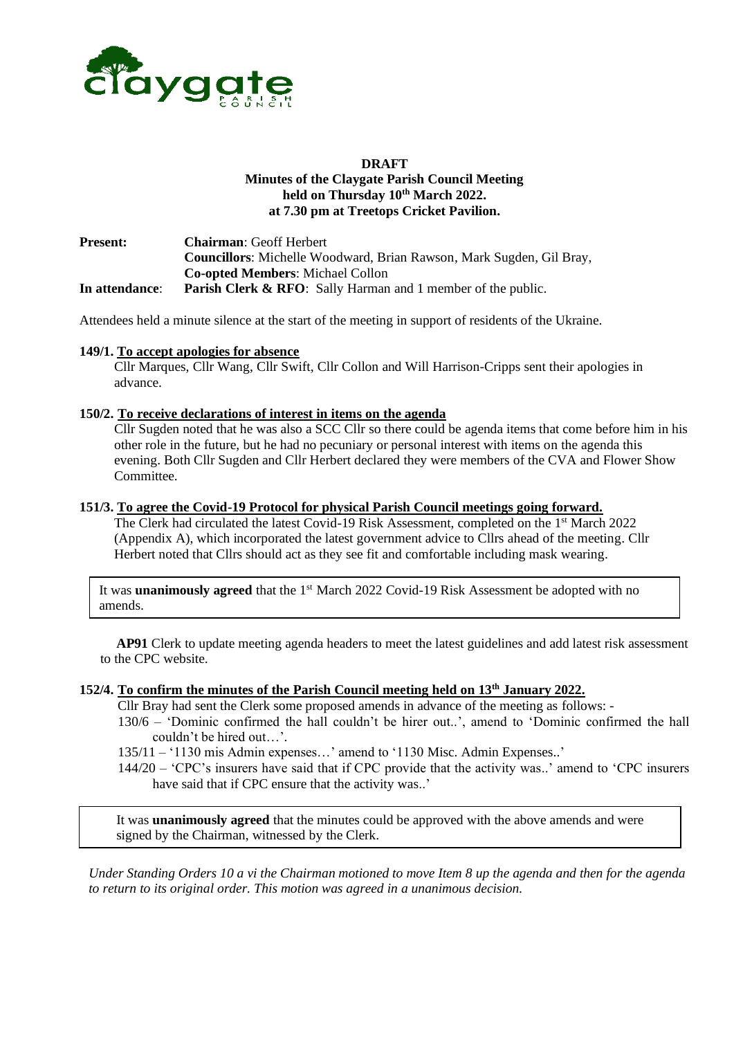**DRAFT**

**Minutes of the Claygate Parish Council Meeting held on Thursday 10th March 2022. at 7.30 pm at Treetops Cricket Pavilion.**

**Present:** **Chairman**: Geoff Herbert
**Councillors**: Michelle Woodward, Brian Rawson, Mark Sugden, Gil Bray,
**Co-opted Members**: Michael Collon

**In attendance**: **Parish Clerk & RFO**: Sally Harman and 1 member of the public.

Attendees held a minute silence at the start of the meeting in support of residents of the Ukraine.

**149/1. To accept apologies for absence**

Cllr Marques, Cllr Wang, Cllr Swift, Cllr Collon and Will Harrison-Cripps sent their apologies in advance.

**150/2. To receive declarations of interest in items on the agenda**

Cllr Sugden noted that he was also a SCC Cllr so there could be agenda items that come before him in his other role in the future, but he had no pecuniary or personal interest with items on the agenda this evening. Both Cllr Sugden and Cllr Herbert declared they were members of the CVA and Flower Show Committee.

**151/3. To agree the Covid-19 Protocol for physical Parish Council meetings going forward.**

The Clerk had circulated the latest Covid-19 Risk Assessment, completed on the 1st March 2022 (Appendix A), which incorporated the latest government advice to Cllrs ahead of the meeting. Cllr Herbert noted that Cllrs should act as they see fit and comfortable including mask wearing.

It was **unanimously agreed** that the 1st March 2022 Covid-19 Risk Assessment be adopted with no amends.

**AP91** Clerk to update meeting agenda headers to meet the latest guidelines and add latest risk assessment to the CPC website.

**152/4. To confirm the minutes of the Parish Council meeting held on 13th January 2022.**

Cllr Bray had sent the Clerk some proposed amends in advance of the meeting as follows: -

130/6 – 'Dominic confirmed the hall couldn't be hirer out..', amend to 'Dominic confirmed the hall couldn't be hired out…'.

135/11 – '1130 mis Admin expenses…' amend to '1130 Misc. Admin Expenses..'

144/20 – 'CPC's insurers have said that if CPC provide that the activity was..' amend to 'CPC insurers have said that if CPC ensure that the activity was..'

It was **unanimously agreed** that the minutes could be approved with the above amends and were signed by the Chairman, witnessed by the Clerk.

*Under Standing Orders 10 a vi the Chairman motioned to move Item 8 up the agenda and then for the agenda to return to its original order. This motion was agreed in a unanimous decision.*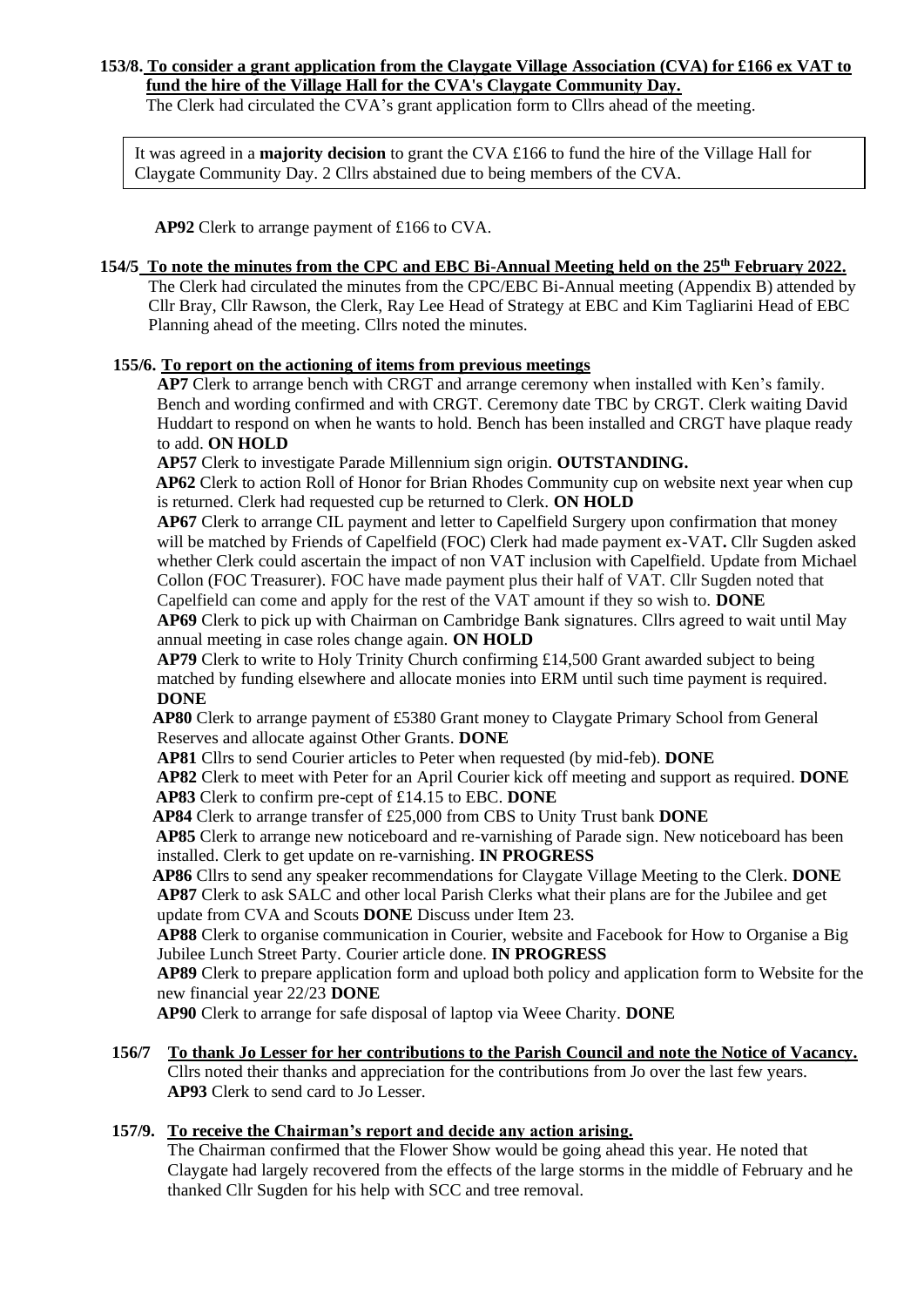**153/8. To consider a grant application from the Claygate Village Association (CVA) for £166 ex VAT to fund the hire of the Village Hall for the CVA's Claygate Community Day.**

The Clerk had circulated the CVA's grant application form to Cllrs ahead of the meeting.

It was agreed in a **majority decision** to grant the CVA £166 to fund the hire of the Village Hall for Claygate Community Day. 2 Cllrs abstained due to being members of the CVA.

**AP92** Clerk to arrange payment of £166 to CVA.

**154/5 To note the minutes from the CPC and EBC Bi-Annual Meeting held on the 25th February 2022.**

The Clerk had circulated the minutes from the CPC/EBC Bi-Annual meeting (Appendix B) attended by Cllr Bray, Cllr Rawson, the Clerk, Ray Lee Head of Strategy at EBC and Kim Tagliarini Head of EBC Planning ahead of the meeting. Cllrs noted the minutes.

**155/6. To report on the actioning of items from previous meetings**

**AP7** Clerk to arrange bench with CRGT and arrange ceremony when installed with Ken's family. Bench and wording confirmed and with CRGT. Ceremony date TBC by CRGT. Clerk waiting David Huddart to respond on when he wants to hold. Bench has been installed and CRGT have plaque ready to add. **ON HOLD**

**AP57** Clerk to investigate Parade Millennium sign origin. **OUTSTANDING.**

**AP62** Clerk to action Roll of Honor for Brian Rhodes Community cup on website next year when cup is returned. Clerk had requested cup be returned to Clerk. **ON HOLD**

**AP67** Clerk to arrange CIL payment and letter to Capelfield Surgery upon confirmation that money will be matched by Friends of Capelfield (FOC) Clerk had made payment ex-VAT**.** Cllr Sugden asked whether Clerk could ascertain the impact of non VAT inclusion with Capelfield. Update from Michael Collon (FOC Treasurer). FOC have made payment plus their half of VAT. Cllr Sugden noted that Capelfield can come and apply for the rest of the VAT amount if they so wish to. **DONE**

**AP69** Clerk to pick up with Chairman on Cambridge Bank signatures. Cllrs agreed to wait until May annual meeting in case roles change again. **ON HOLD**

**AP79** Clerk to write to Holy Trinity Church confirming £14,500 Grant awarded subject to being matched by funding elsewhere and allocate monies into ERM until such time payment is required. **DONE**

**AP80** Clerk to arrange payment of £5380 Grant money to Claygate Primary School from General Reserves and allocate against Other Grants. **DONE**

**AP81** Cllrs to send Courier articles to Peter when requested (by mid-feb). **DONE**

**AP82** Clerk to meet with Peter for an April Courier kick off meeting and support as required. **DONE**

**AP83** Clerk to confirm pre-cept of £14.15 to EBC. **DONE**

**AP84** Clerk to arrange transfer of £25,000 from CBS to Unity Trust bank **DONE**

**AP85** Clerk to arrange new noticeboard and re-varnishing of Parade sign. New noticeboard has been installed. Clerk to get update on re-varnishing. **IN PROGRESS**

**AP86** Cllrs to send any speaker recommendations for Claygate Village Meeting to the Clerk. **DONE**

**AP87** Clerk to ask SALC and other local Parish Clerks what their plans are for the Jubilee and get update from CVA and Scouts **DONE** Discuss under Item 23.

**AP88** Clerk to organise communication in Courier, website and Facebook for How to Organise a Big Jubilee Lunch Street Party. Courier article done. **IN PROGRESS**

**AP89** Clerk to prepare application form and upload both policy and application form to Website for the new financial year 22/23 **DONE**

**AP90** Clerk to arrange for safe disposal of laptop via Weee Charity. **DONE**

**156/7 To thank Jo Lesser for her contributions to the Parish Council and note the Notice of Vacancy.**

Cllrs noted their thanks and appreciation for the contributions from Jo over the last few years.

**AP93** Clerk to send card to Jo Lesser.

**157/9. To receive the Chairman's report and decide any action arising.**

The Chairman confirmed that the Flower Show would be going ahead this year. He noted that Claygate had largely recovered from the effects of the large storms in the middle of February and he thanked Cllr Sugden for his help with SCC and tree removal.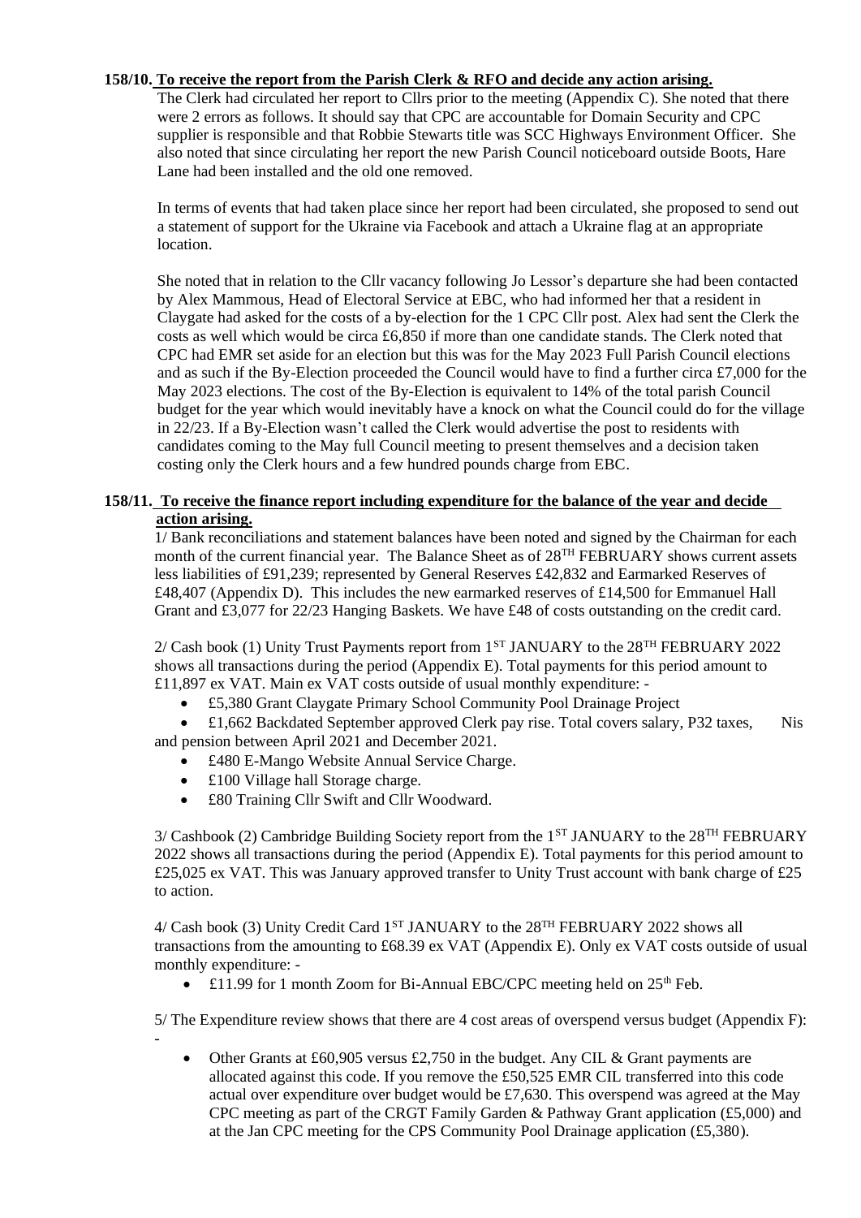**158/10. To receive the report from the Parish Clerk & RFO and decide any action arising.**

The Clerk had circulated her report to Cllrs prior to the meeting (Appendix C). She noted that there were 2 errors as follows. It should say that CPC are accountable for Domain Security and CPC supplier is responsible and that Robbie Stewarts title was SCC Highways Environment Officer. She also noted that since circulating her report the new Parish Council noticeboard outside Boots, Hare Lane had been installed and the old one removed.

In terms of events that had taken place since her report had been circulated, she proposed to send out a statement of support for the Ukraine via Facebook and attach a Ukraine flag at an appropriate location.

She noted that in relation to the Cllr vacancy following Jo Lessor's departure she had been contacted by Alex Mammous, Head of Electoral Service at EBC, who had informed her that a resident in Claygate had asked for the costs of a by-election for the 1 CPC Cllr post. Alex had sent the Clerk the costs as well which would be circa £6,850 if more than one candidate stands. The Clerk noted that CPC had EMR set aside for an election but this was for the May 2023 Full Parish Council elections and as such if the By-Election proceeded the Council would have to find a further circa £7,000 for the May 2023 elections. The cost of the By-Election is equivalent to 14% of the total parish Council budget for the year which would inevitably have a knock on what the Council could do for the village in 22/23. If a By-Election wasn't called the Clerk would advertise the post to residents with candidates coming to the May full Council meeting to present themselves and a decision taken costing only the Clerk hours and a few hundred pounds charge from EBC.

**158/11. To receive the finance report including expenditure for the balance of the year and decide action arising.**

1/ Bank reconciliations and statement balances have been noted and signed by the Chairman for each month of the current financial year. The Balance Sheet as of 28TH FEBRUARY shows current assets less liabilities of £91,239; represented by General Reserves £42,832 and Earmarked Reserves of £48,407 (Appendix D). This includes the new earmarked reserves of £14,500 for Emmanuel Hall Grant and £3,077 for 22/23 Hanging Baskets. We have £48 of costs outstanding on the credit card.

2/ Cash book (1) Unity Trust Payments report from 1ST JANUARY to the 28TH FEBRUARY 2022 shows all transactions during the period (Appendix E). Total payments for this period amount to £11,897 ex VAT. Main ex VAT costs outside of usual monthly expenditure: -

- £5,380 Grant Claygate Primary School Community Pool Drainage Project
- £1,662 Backdated September approved Clerk pay rise. Total covers salary, P32 taxes, Nis and pension between April 2021 and December 2021.
- £480 E-Mango Website Annual Service Charge.
- £100 Village hall Storage charge.
- £80 Training Cllr Swift and Cllr Woodward.

3/ Cashbook (2) Cambridge Building Society report from the 1ST JANUARY to the 28TH FEBRUARY 2022 shows all transactions during the period (Appendix E). Total payments for this period amount to £25,025 ex VAT. This was January approved transfer to Unity Trust account with bank charge of £25 to action.

4/ Cash book (3) Unity Credit Card 1ST JANUARY to the 28TH FEBRUARY 2022 shows all transactions from the amounting to £68.39 ex VAT (Appendix E). Only ex VAT costs outside of usual monthly expenditure: -

- £11.99 for 1 month Zoom for Bi-Annual EBC/CPC meeting held on 25th Feb.

5/ The Expenditure review shows that there are 4 cost areas of overspend versus budget (Appendix F): -

- Other Grants at £60,905 versus £2,750 in the budget. Any CIL & Grant payments are allocated against this code. If you remove the £50,525 EMR CIL transferred into this code actual over expenditure over budget would be £7,630. This overspend was agreed at the May CPC meeting as part of the CRGT Family Garden & Pathway Grant application (£5,000) and at the Jan CPC meeting for the CPS Community Pool Drainage application (£5,380).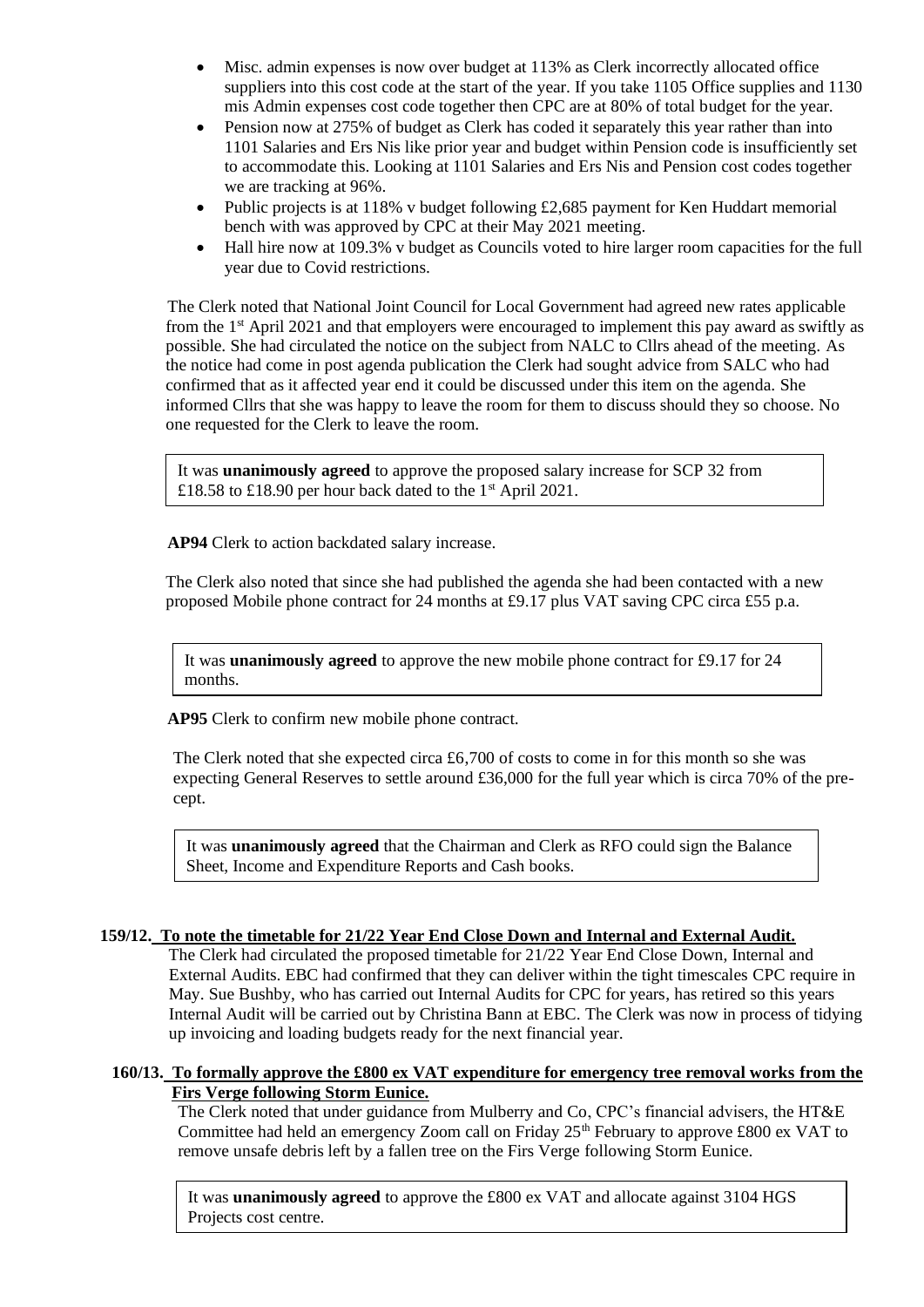- Misc. admin expenses is now over budget at 113% as Clerk incorrectly allocated office suppliers into this cost code at the start of the year. If you take 1105 Office supplies and 1130 mis Admin expenses cost code together then CPC are at 80% of total budget for the year.
- Pension now at 275% of budget as Clerk has coded it separately this year rather than into 1101 Salaries and Ers Nis like prior year and budget within Pension code is insufficiently set to accommodate this. Looking at 1101 Salaries and Ers Nis and Pension cost codes together we are tracking at 96%.
- Public projects is at 118% v budget following £2,685 payment for Ken Huddart memorial bench with was approved by CPC at their May 2021 meeting.
- Hall hire now at 109.3% v budget as Councils voted to hire larger room capacities for the full year due to Covid restrictions.

The Clerk noted that National Joint Council for Local Government had agreed new rates applicable from the 1st April 2021 and that employers were encouraged to implement this pay award as swiftly as possible. She had circulated the notice on the subject from NALC to Cllrs ahead of the meeting. As the notice had come in post agenda publication the Clerk had sought advice from SALC who had confirmed that as it affected year end it could be discussed under this item on the agenda. She informed Cllrs that she was happy to leave the room for them to discuss should they so choose. No one requested for the Clerk to leave the room.

It was **unanimously agreed** to approve the proposed salary increase for SCP 32 from £18.58 to £18.90 per hour back dated to the 1st April 2021.

**AP94** Clerk to action backdated salary increase.

The Clerk also noted that since she had published the agenda she had been contacted with a new proposed Mobile phone contract for 24 months at £9.17 plus VAT saving CPC circa £55 p.a.

It was **unanimously agreed** to approve the new mobile phone contract for £9.17 for 24 months.

**AP95** Clerk to confirm new mobile phone contract.

The Clerk noted that she expected circa £6,700 of costs to come in for this month so she was expecting General Reserves to settle around £36,000 for the full year which is circa 70% of the pre-cept.

It was **unanimously agreed** that the Chairman and Clerk as RFO could sign the Balance Sheet, Income and Expenditure Reports and Cash books.

**159/12. To note the timetable for 21/22 Year End Close Down and Internal and External Audit.**

The Clerk had circulated the proposed timetable for 21/22 Year End Close Down, Internal and External Audits. EBC had confirmed that they can deliver within the tight timescales CPC require in May. Sue Bushby, who has carried out Internal Audits for CPC for years, has retired so this years Internal Audit will be carried out by Christina Bann at EBC. The Clerk was now in process of tidying up invoicing and loading budgets ready for the next financial year.

**160/13. To formally approve the £800 ex VAT expenditure for emergency tree removal works from the Firs Verge following Storm Eunice.**

The Clerk noted that under guidance from Mulberry and Co, CPC's financial advisers, the HT&E Committee had held an emergency Zoom call on Friday 25th February to approve £800 ex VAT to remove unsafe debris left by a fallen tree on the Firs Verge following Storm Eunice.

It was **unanimously agreed** to approve the £800 ex VAT and allocate against 3104 HGS Projects cost centre.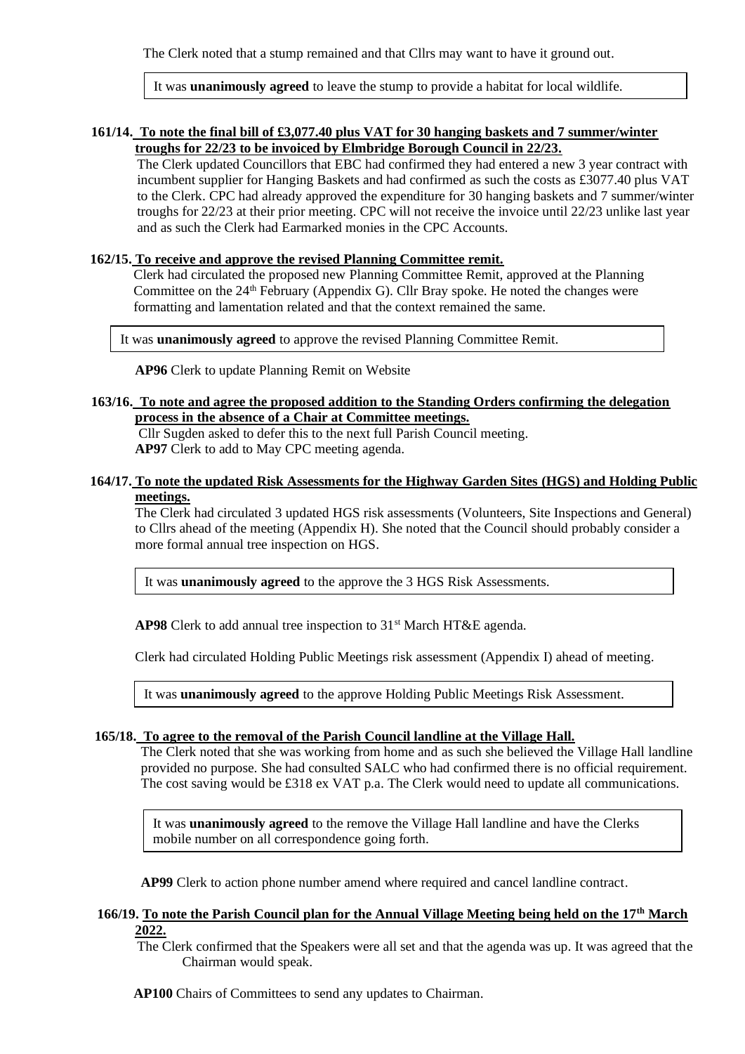The Clerk noted that a stump remained and that Cllrs may want to have it ground out.

It was **unanimously agreed** to leave the stump to provide a habitat for local wildlife.

**161/14. To note the final bill of £3,077.40 plus VAT for 30 hanging baskets and 7 summer/winter troughs for 22/23 to be invoiced by Elmbridge Borough Council in 22/23.**

The Clerk updated Councillors that EBC had confirmed they had entered a new 3 year contract with incumbent supplier for Hanging Baskets and had confirmed as such the costs as £3077.40 plus VAT to the Clerk. CPC had already approved the expenditure for 30 hanging baskets and 7 summer/winter troughs for 22/23 at their prior meeting. CPC will not receive the invoice until 22/23 unlike last year and as such the Clerk had Earmarked monies in the CPC Accounts.

**162/15. To receive and approve the revised Planning Committee remit.**

Clerk had circulated the proposed new Planning Committee Remit, approved at the Planning Committee on the 24th February (Appendix G). Cllr Bray spoke. He noted the changes were formatting and lamentation related and that the context remained the same.

It was **unanimously agreed** to approve the revised Planning Committee Remit.

**AP96** Clerk to update Planning Remit on Website

**163/16. To note and agree the proposed addition to the Standing Orders confirming the delegation process in the absence of a Chair at Committee meetings.**

Cllr Sugden asked to defer this to the next full Parish Council meeting.
**AP97** Clerk to add to May CPC meeting agenda.

**164/17. To note the updated Risk Assessments for the Highway Garden Sites (HGS) and Holding Public meetings.**

The Clerk had circulated 3 updated HGS risk assessments (Volunteers, Site Inspections and General) to Cllrs ahead of the meeting (Appendix H). She noted that the Council should probably consider a more formal annual tree inspection on HGS.

It was **unanimously agreed** to the approve the 3 HGS Risk Assessments.

**AP98** Clerk to add annual tree inspection to 31st March HT&E agenda.

Clerk had circulated Holding Public Meetings risk assessment (Appendix I) ahead of meeting.

It was **unanimously agreed** to the approve Holding Public Meetings Risk Assessment.

**165/18. To agree to the removal of the Parish Council landline at the Village Hall.**

The Clerk noted that she was working from home and as such she believed the Village Hall landline provided no purpose. She had consulted SALC who had confirmed there is no official requirement. The cost saving would be £318 ex VAT p.a. The Clerk would need to update all communications.

It was **unanimously agreed** to the remove the Village Hall landline and have the Clerks mobile number on all correspondence going forth.

**AP99** Clerk to action phone number amend where required and cancel landline contract.

**166/19. To note the Parish Council plan for the Annual Village Meeting being held on the 17th March 2022.**

The Clerk confirmed that the Speakers were all set and that the agenda was up. It was agreed that the Chairman would speak.

**AP100** Chairs of Committees to send any updates to Chairman.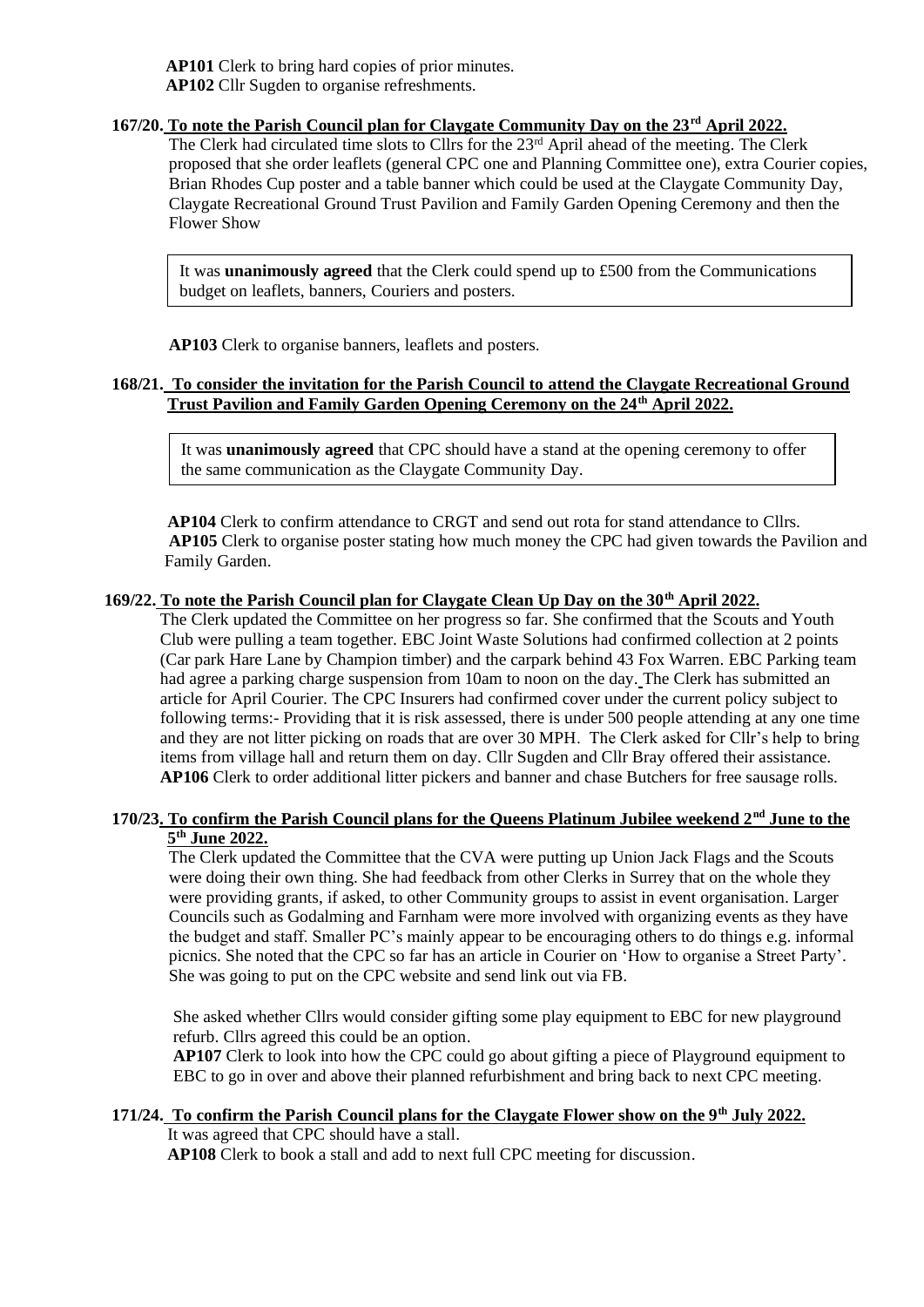**AP101** Clerk to bring hard copies of prior minutes.
**AP102** Cllr Sugden to organise refreshments.

**167/20. To note the Parish Council plan for Claygate Community Day on the 23rd April 2022.**

The Clerk had circulated time slots to Cllrs for the 23rd April ahead of the meeting. The Clerk proposed that she order leaflets (general CPC one and Planning Committee one), extra Courier copies, Brian Rhodes Cup poster and a table banner which could be used at the Claygate Community Day, Claygate Recreational Ground Trust Pavilion and Family Garden Opening Ceremony and then the Flower Show

> It was **unanimously agreed** that the Clerk could spend up to £500 from the Communications budget on leaflets, banners, Couriers and posters.

**AP103** Clerk to organise banners, leaflets and posters.

**168/21. To consider the invitation for the Parish Council to attend the Claygate Recreational Ground Trust Pavilion and Family Garden Opening Ceremony on the 24th April 2022.**

> It was **unanimously agreed** that CPC should have a stand at the opening ceremony to offer the same communication as the Claygate Community Day.

**AP104** Clerk to confirm attendance to CRGT and send out rota for stand attendance to Cllrs.
**AP105** Clerk to organise poster stating how much money the CPC had given towards the Pavilion and Family Garden.

**169/22. To note the Parish Council plan for Claygate Clean Up Day on the 30th April 2022.**

The Clerk updated the Committee on her progress so far. She confirmed that the Scouts and Youth Club were pulling a team together. EBC Joint Waste Solutions had confirmed collection at 2 points (Car park Hare Lane by Champion timber) and the carpark behind 43 Fox Warren. EBC Parking team had agree a parking charge suspension from 10am to noon on the day. The Clerk has submitted an article for April Courier. The CPC Insurers had confirmed cover under the current policy subject to following terms:- Providing that it is risk assessed, there is under 500 people attending at any one time and they are not litter picking on roads that are over 30 MPH. The Clerk asked for Cllr's help to bring items from village hall and return them on day. Cllr Sugden and Cllr Bray offered their assistance.
**AP106** Clerk to order additional litter pickers and banner and chase Butchers for free sausage rolls.

**170/23. To confirm the Parish Council plans for the Queens Platinum Jubilee weekend 2nd June to the 5th June 2022.**

The Clerk updated the Committee that the CVA were putting up Union Jack Flags and the Scouts were doing their own thing. She had feedback from other Clerks in Surrey that on the whole they were providing grants, if asked, to other Community groups to assist in event organisation. Larger Councils such as Godalming and Farnham were more involved with organizing events as they have the budget and staff. Smaller PC's mainly appear to be encouraging others to do things e.g. informal picnics. She noted that the CPC so far has an article in Courier on 'How to organise a Street Party'. She was going to put on the CPC website and send link out via FB.

She asked whether Cllrs would consider gifting some play equipment to EBC for new playground refurb. Cllrs agreed this could be an option.
**AP107** Clerk to look into how the CPC could go about gifting a piece of Playground equipment to EBC to go in over and above their planned refurbishment and bring back to next CPC meeting.

**171/24. To confirm the Parish Council plans for the Claygate Flower show on the 9th July 2022.**

It was agreed that CPC should have a stall.
**AP108** Clerk to book a stall and add to next full CPC meeting for discussion.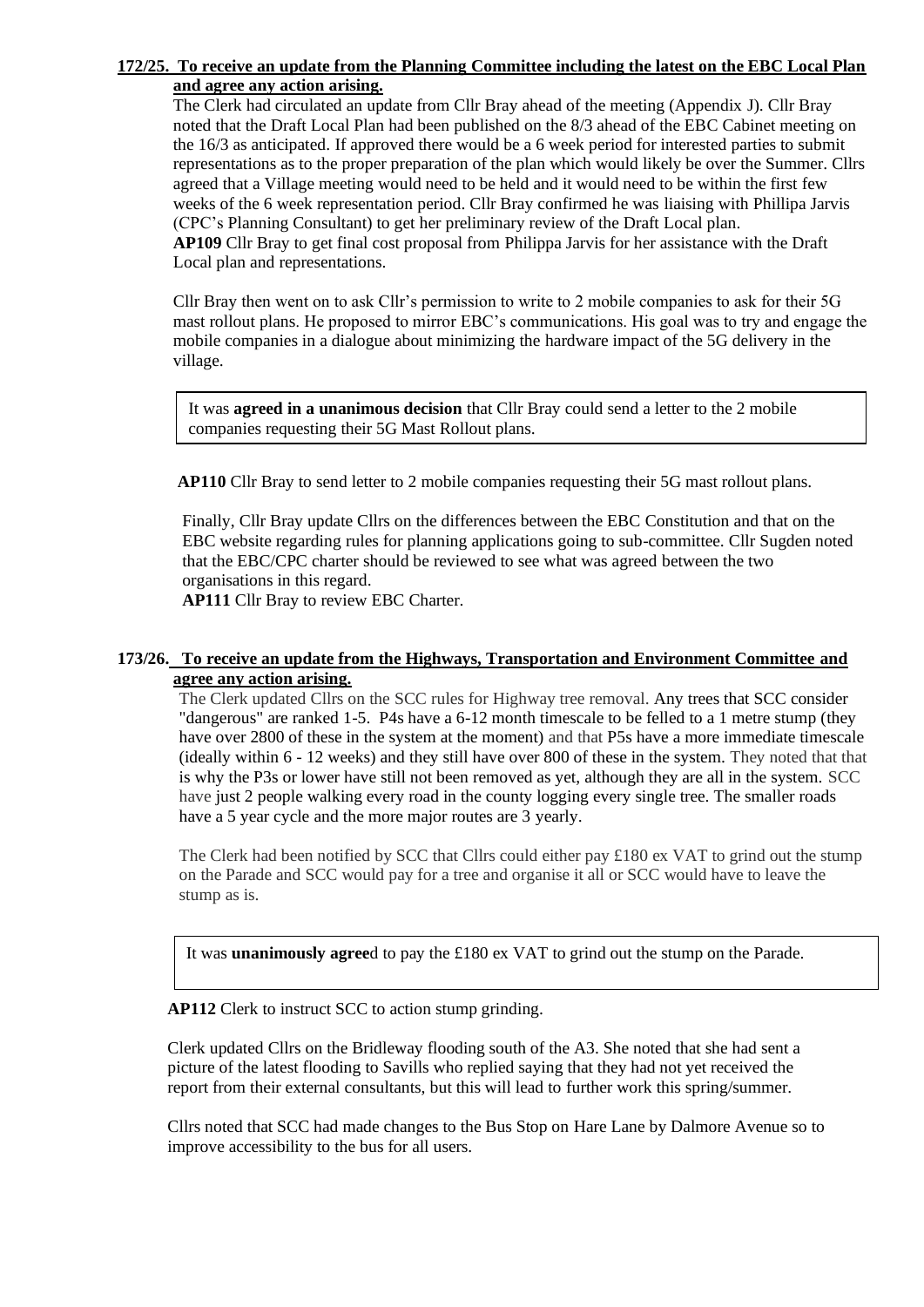**172/25. To receive an update from the Planning Committee including the latest on the EBC Local Plan and agree any action arising.**

The Clerk had circulated an update from Cllr Bray ahead of the meeting (Appendix J). Cllr Bray noted that the Draft Local Plan had been published on the 8/3 ahead of the EBC Cabinet meeting on the 16/3 as anticipated. If approved there would be a 6 week period for interested parties to submit representations as to the proper preparation of the plan which would likely be over the Summer. Cllrs agreed that a Village meeting would need to be held and it would need to be within the first few weeks of the 6 week representation period. Cllr Bray confirmed he was liaising with Phillipa Jarvis (CPC's Planning Consultant) to get her preliminary review of the Draft Local plan.

**AP109** Cllr Bray to get final cost proposal from Philippa Jarvis for her assistance with the Draft Local plan and representations.

Cllr Bray then went on to ask Cllr's permission to write to 2 mobile companies to ask for their 5G mast rollout plans. He proposed to mirror EBC's communications. His goal was to try and engage the mobile companies in a dialogue about minimizing the hardware impact of the 5G delivery in the village.

It was **agreed in a unanimous decision** that Cllr Bray could send a letter to the 2 mobile companies requesting their 5G Mast Rollout plans.

**AP110** Cllr Bray to send letter to 2 mobile companies requesting their 5G mast rollout plans.

Finally, Cllr Bray update Cllrs on the differences between the EBC Constitution and that on the EBC website regarding rules for planning applications going to sub-committee. Cllr Sugden noted that the EBC/CPC charter should be reviewed to see what was agreed between the two organisations in this regard.

**AP111** Cllr Bray to review EBC Charter.

**173/26. To receive an update from the Highways, Transportation and Environment Committee and agree any action arising.**

The Clerk updated Cllrs on the SCC rules for Highway tree removal. Any trees that SCC consider "dangerous" are ranked 1-5. P4s have a 6-12 month timescale to be felled to a 1 metre stump (they have over 2800 of these in the system at the moment) and that P5s have a more immediate timescale (ideally within 6 - 12 weeks) and they still have over 800 of these in the system. They noted that that is why the P3s or lower have still not been removed as yet, although they are all in the system. SCC have just 2 people walking every road in the county logging every single tree. The smaller roads have a 5 year cycle and the more major routes are 3 yearly.

The Clerk had been notified by SCC that Cllrs could either pay £180 ex VAT to grind out the stump on the Parade and SCC would pay for a tree and organise it all or SCC would have to leave the stump as is.

It was **unanimously agree**d to pay the £180 ex VAT to grind out the stump on the Parade.

**AP112** Clerk to instruct SCC to action stump grinding.

Clerk updated Cllrs on the Bridleway flooding south of the A3. She noted that she had sent a picture of the latest flooding to Savills who replied saying that they had not yet received the report from their external consultants, but this will lead to further work this spring/summer.

Cllrs noted that SCC had made changes to the Bus Stop on Hare Lane by Dalmore Avenue so to improve accessibility to the bus for all users.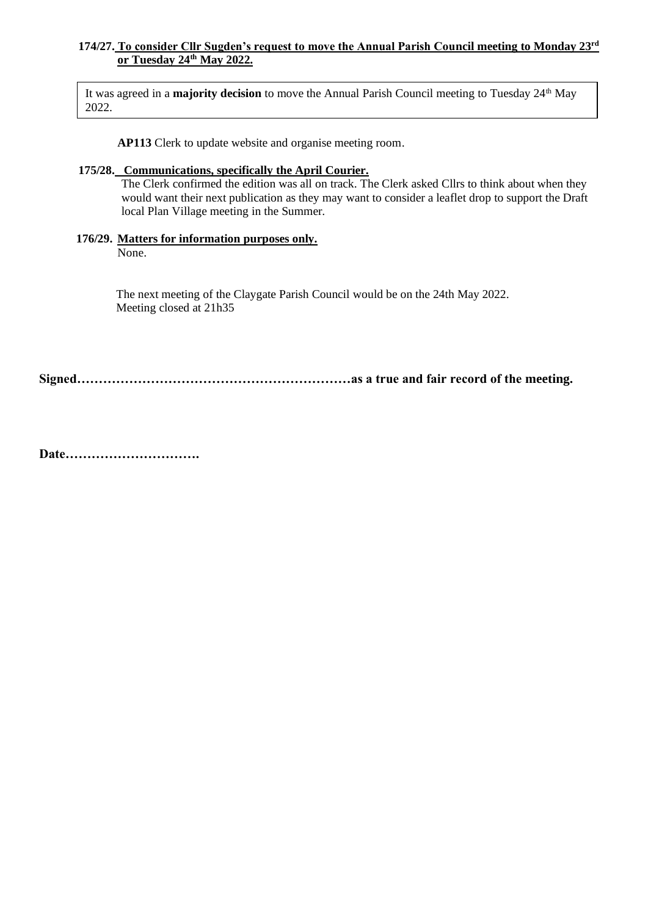**174/27. <u>To consider Cllr Sugden's request to move the Annual Parish Council meeting to Monday 23rd or Tuesday 24th May 2022.</u>**

It was agreed in a **majority decision** to move the Annual Parish Council meeting to Tuesday 24th May 2022.

**AP113** Clerk to update website and organise meeting room.

**175/28. <u>Communications, specifically the April Courier.</u>**

The Clerk confirmed the edition was all on track. The Clerk asked Cllrs to think about when they would want their next publication as they may want to consider a leaflet drop to support the Draft local Plan Village meeting in the Summer.

**176/29. <u>Matters for information purposes only.</u>**

None.

The next meeting of the Claygate Parish Council would be on the 24th May 2022.
Meeting closed at 21h35

**Signed………………………………………………………as a true and fair record of the meeting.**

**Date………………………….**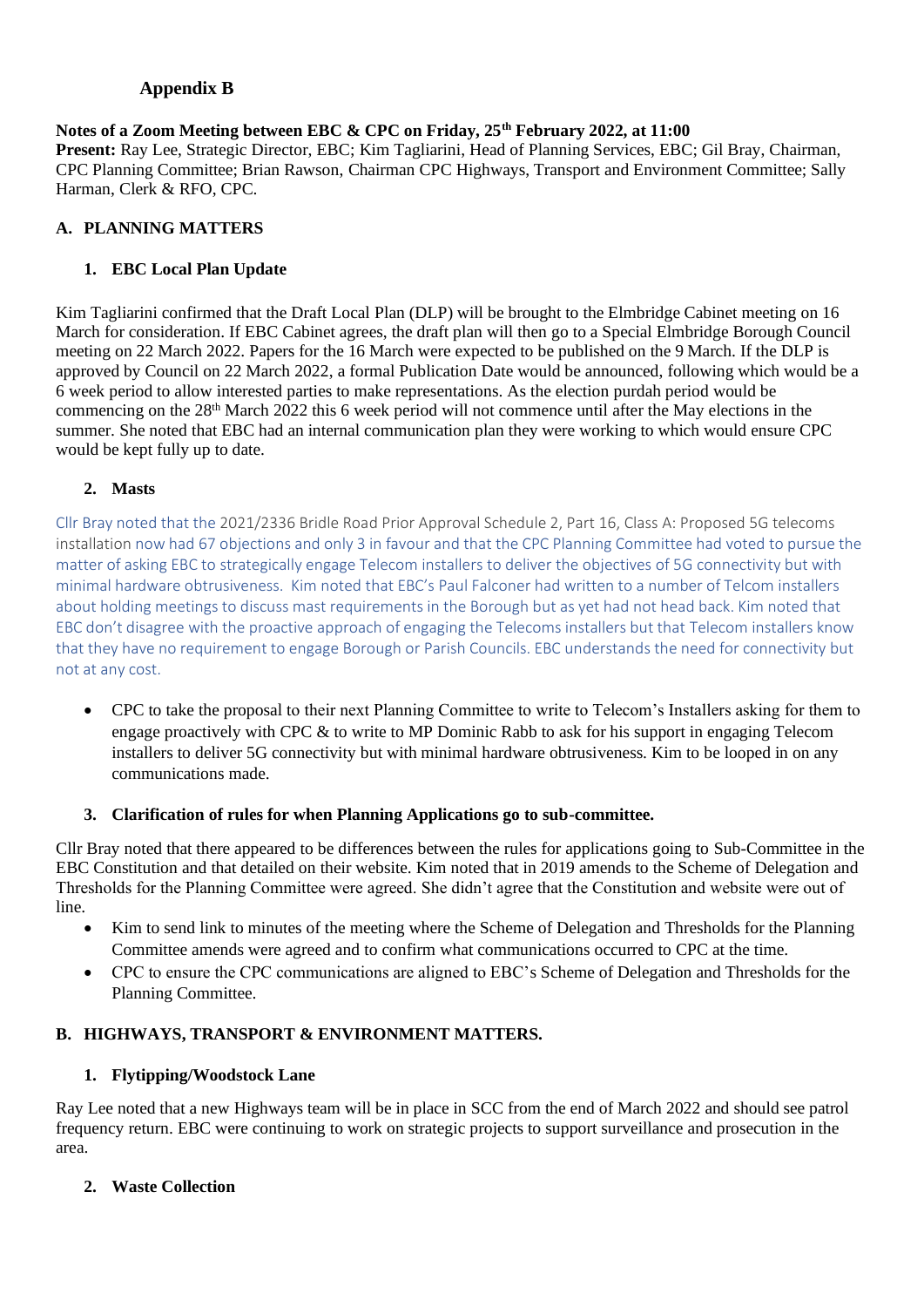## Appendix B

**Notes of a Zoom Meeting between EBC & CPC on Friday, 25th February 2022, at 11:00**
**Present:** Ray Lee, Strategic Director, EBC; Kim Tagliarini, Head of Planning Services, EBC; Gil Bray, Chairman, CPC Planning Committee; Brian Rawson, Chairman CPC Highways, Transport and Environment Committee; Sally Harman, Clerk & RFO, CPC.

### A. PLANNING MATTERS

#### 1. EBC Local Plan Update

Kim Tagliarini confirmed that the Draft Local Plan (DLP) will be brought to the Elmbridge Cabinet meeting on 16 March for consideration. If EBC Cabinet agrees, the draft plan will then go to a Special Elmbridge Borough Council meeting on 22 March 2022. Papers for the 16 March were expected to be published on the 9 March. If the DLP is approved by Council on 22 March 2022, a formal Publication Date would be announced, following which would be a 6 week period to allow interested parties to make representations. As the election purdah period would be commencing on the 28th March 2022 this 6 week period will not commence until after the May elections in the summer. She noted that EBC had an internal communication plan they were working to which would ensure CPC would be kept fully up to date.

#### 2. Masts

Cllr Bray noted that the 2021/2336 Bridle Road Prior Approval Schedule 2, Part 16, Class A: Proposed 5G telecoms installation now had 67 objections and only 3 in favour and that the CPC Planning Committee had voted to pursue the matter of asking EBC to strategically engage Telecom installers to deliver the objectives of 5G connectivity but with minimal hardware obtrusiveness. Kim noted that EBC's Paul Falconer had written to a number of Telcom installers about holding meetings to discuss mast requirements in the Borough but as yet had not head back. Kim noted that EBC don't disagree with the proactive approach of engaging the Telecoms installers but that Telecom installers know that they have no requirement to engage Borough or Parish Councils. EBC understands the need for connectivity but not at any cost.

- CPC to take the proposal to their next Planning Committee to write to Telecom's Installers asking for them to engage proactively with CPC & to write to MP Dominic Rabb to ask for his support in engaging Telecom installers to deliver 5G connectivity but with minimal hardware obtrusiveness. Kim to be looped in on any communications made.

#### 3. Clarification of rules for when Planning Applications go to sub-committee.

Cllr Bray noted that there appeared to be differences between the rules for applications going to Sub-Committee in the EBC Constitution and that detailed on their website. Kim noted that in 2019 amends to the Scheme of Delegation and Thresholds for the Planning Committee were agreed. She didn't agree that the Constitution and website were out of line.

- Kim to send link to minutes of the meeting where the Scheme of Delegation and Thresholds for the Planning Committee amends were agreed and to confirm what communications occurred to CPC at the time.
- CPC to ensure the CPC communications are aligned to EBC's Scheme of Delegation and Thresholds for the Planning Committee.

### B. HIGHWAYS, TRANSPORT & ENVIRONMENT MATTERS.

#### 1. Flytipping/Woodstock Lane

Ray Lee noted that a new Highways team will be in place in SCC from the end of March 2022 and should see patrol frequency return. EBC were continuing to work on strategic projects to support surveillance and prosecution in the area.

#### 2. Waste Collection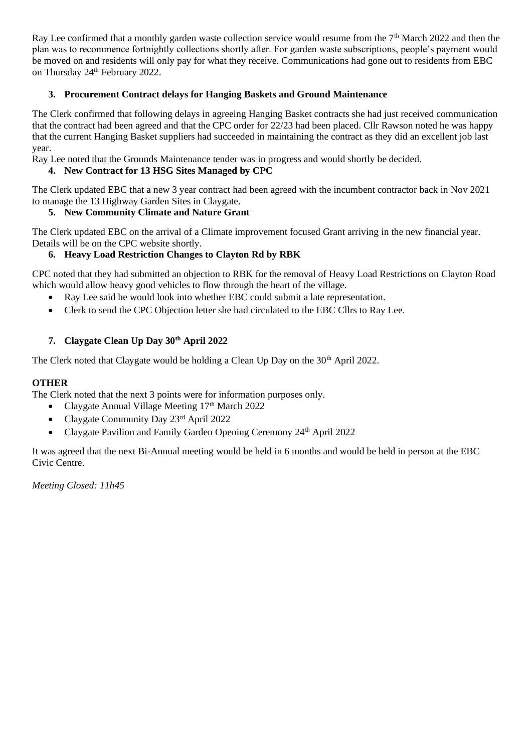Ray Lee confirmed that a monthly garden waste collection service would resume from the 7th March 2022 and then the plan was to recommence fortnightly collections shortly after. For garden waste subscriptions, people's payment would be moved on and residents will only pay for what they receive. Communications had gone out to residents from EBC on Thursday 24th February 2022.

**3. Procurement Contract delays for Hanging Baskets and Ground Maintenance**

The Clerk confirmed that following delays in agreeing Hanging Basket contracts she had just received communication that the contract had been agreed and that the CPC order for 22/23 had been placed. Cllr Rawson noted he was happy that the current Hanging Basket suppliers had succeeded in maintaining the contract as they did an excellent job last year.

Ray Lee noted that the Grounds Maintenance tender was in progress and would shortly be decided.

**4. New Contract for 13 HSG Sites Managed by CPC**

The Clerk updated EBC that a new 3 year contract had been agreed with the incumbent contractor back in Nov 2021 to manage the 13 Highway Garden Sites in Claygate.

**5. New Community Climate and Nature Grant**

The Clerk updated EBC on the arrival of a Climate improvement focused Grant arriving in the new financial year. Details will be on the CPC website shortly.

**6. Heavy Load Restriction Changes to Clayton Rd by RBK**

CPC noted that they had submitted an objection to RBK for the removal of Heavy Load Restrictions on Clayton Road which would allow heavy good vehicles to flow through the heart of the village.

- Ray Lee said he would look into whether EBC could submit a late representation.
- Clerk to send the CPC Objection letter she had circulated to the EBC Cllrs to Ray Lee.

**7. Claygate Clean Up Day 30th April 2022**

The Clerk noted that Claygate would be holding a Clean Up Day on the 30th April 2022.

**OTHER**

The Clerk noted that the next 3 points were for information purposes only.

- Claygate Annual Village Meeting 17th March 2022
- Claygate Community Day 23rd April 2022
- Claygate Pavilion and Family Garden Opening Ceremony 24th April 2022

It was agreed that the next Bi-Annual meeting would be held in 6 months and would be held in person at the EBC Civic Centre.

*Meeting Closed: 11h45*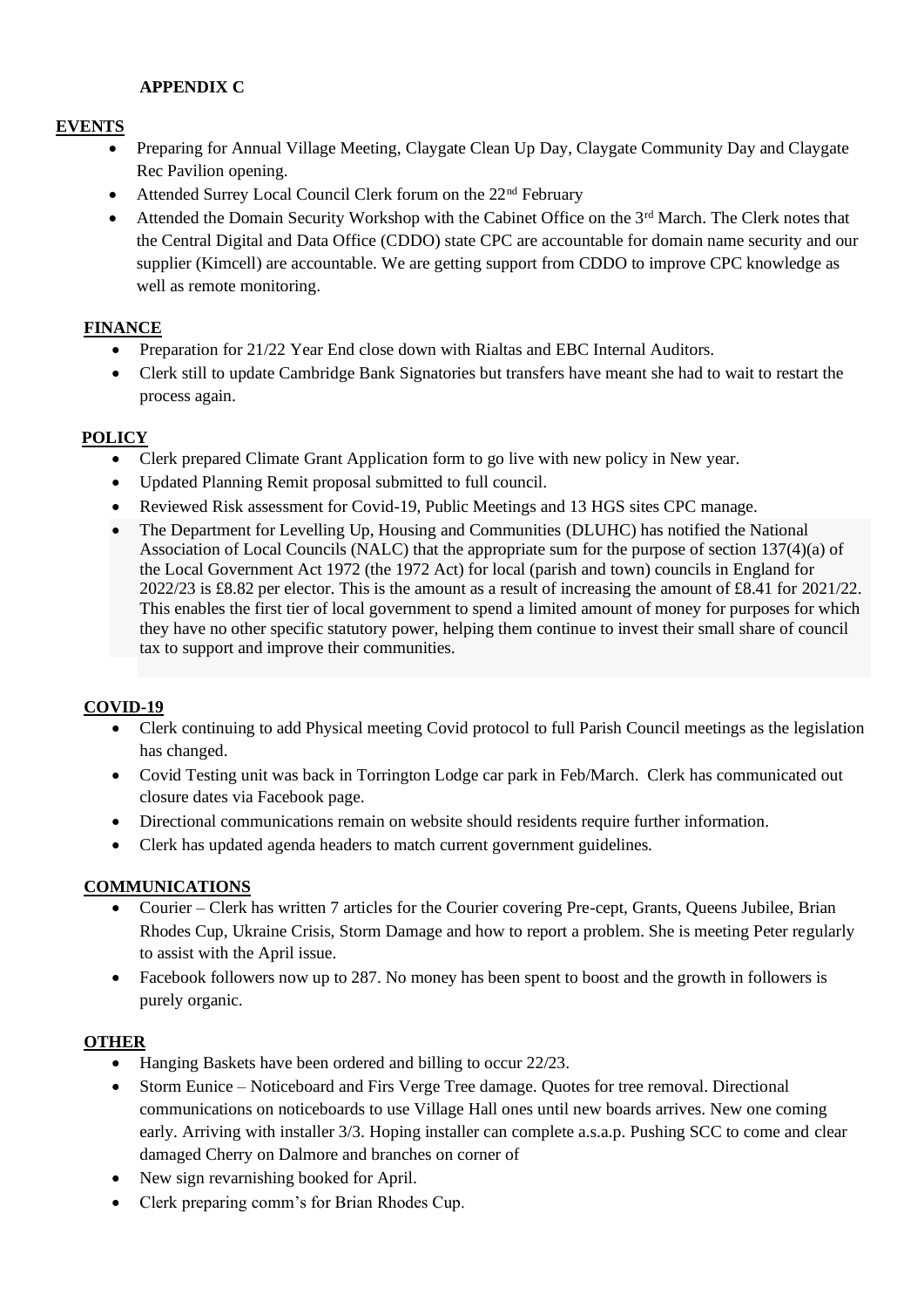**APPENDIX C**

**EVENTS**

- Preparing for Annual Village Meeting, Claygate Clean Up Day, Claygate Community Day and Claygate Rec Pavilion opening.
- Attended Surrey Local Council Clerk forum on the 22nd February
- Attended the Domain Security Workshop with the Cabinet Office on the 3rd March. The Clerk notes that the Central Digital and Data Office (CDDO) state CPC are accountable for domain name security and our supplier (Kimcell) are accountable. We are getting support from CDDO to improve CPC knowledge as well as remote monitoring.

**FINANCE**

- Preparation for 21/22 Year End close down with Rialtas and EBC Internal Auditors.
- Clerk still to update Cambridge Bank Signatories but transfers have meant she had to wait to restart the process again.

**POLICY**

- Clerk prepared Climate Grant Application form to go live with new policy in New year.
- Updated Planning Remit proposal submitted to full council.
- Reviewed Risk assessment for Covid-19, Public Meetings and 13 HGS sites CPC manage.
- The Department for Levelling Up, Housing and Communities (DLUHC) has notified the National Association of Local Councils (NALC) that the appropriate sum for the purpose of section 137(4)(a) of the Local Government Act 1972 (the 1972 Act) for local (parish and town) councils in England for 2022/23 is £8.82 per elector. This is the amount as a result of increasing the amount of £8.41 for 2021/22. This enables the first tier of local government to spend a limited amount of money for purposes for which they have no other specific statutory power, helping them continue to invest their small share of council tax to support and improve their communities.

**COVID-19**

- Clerk continuing to add Physical meeting Covid protocol to full Parish Council meetings as the legislation has changed.
- Covid Testing unit was back in Torrington Lodge car park in Feb/March. Clerk has communicated out closure dates via Facebook page.
- Directional communications remain on website should residents require further information.
- Clerk has updated agenda headers to match current government guidelines.

**COMMUNICATIONS**

- Courier – Clerk has written 7 articles for the Courier covering Pre-cept, Grants, Queens Jubilee, Brian Rhodes Cup, Ukraine Crisis, Storm Damage and how to report a problem. She is meeting Peter regularly to assist with the April issue.
- Facebook followers now up to 287. No money has been spent to boost and the growth in followers is purely organic.

**OTHER**

- Hanging Baskets have been ordered and billing to occur 22/23.
- Storm Eunice – Noticeboard and Firs Verge Tree damage. Quotes for tree removal. Directional communications on noticeboards to use Village Hall ones until new boards arrives. New one coming early. Arriving with installer 3/3. Hoping installer can complete a.s.a.p. Pushing SCC to come and clear damaged Cherry on Dalmore and branches on corner of
- New sign revarnishing booked for April.
- Clerk preparing comm's for Brian Rhodes Cup.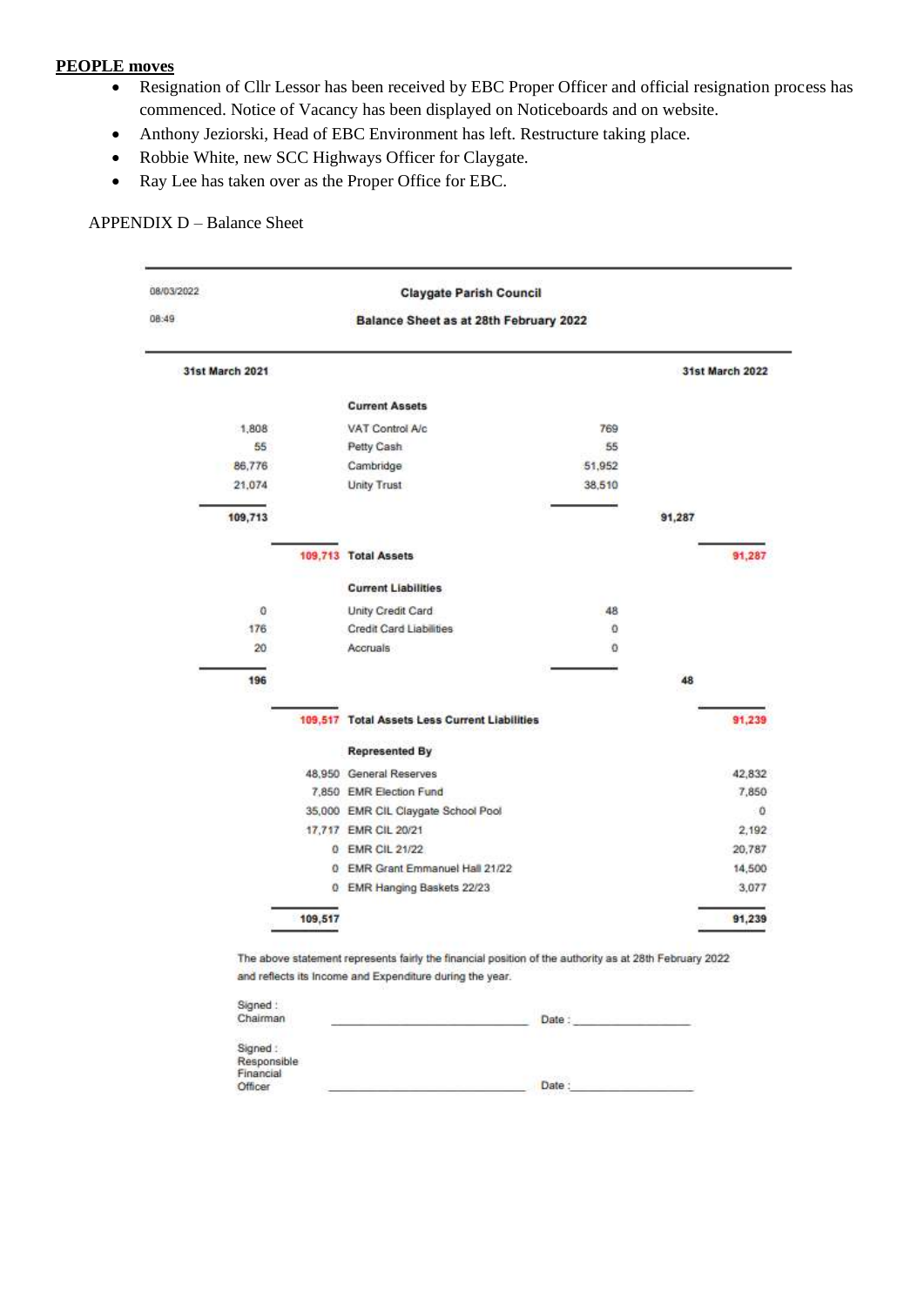**PEOPLE moves**

- Resignation of Cllr Lessor has been received by EBC Proper Officer and official resignation process has commenced. Notice of Vacancy has been displayed on Noticeboards and on website.
- Anthony Jeziorski, Head of EBC Environment has left. Restructure taking place.
- Robbie White, new SCC Highways Officer for Claygate.
- Ray Lee has taken over as the Proper Office for EBC.

APPENDIX D – Balance Sheet

08/03/2022
08:49

**Claygate Parish Council**

**Balance Sheet as at 28th February 2022**

| 31st March 2021 | | | | | 31st March 2022 |
|---|---|---|---|---|---|
| | | **Current Assets** | | | |
| 1,808 | | VAT Control A/c | 769 | | |
| 55 | | Petty Cash | 55 | | |
| 86,776 | | Cambridge | 51,952 | | |
| 21,074 | | Unity Trust | 38,510 | | |
| **109,713** | | | | **91,287** | |
| | **109,713** | **Total Assets** | | | **91,287** |
| | | **Current Liabilities** | | | |
| 0 | | Unity Credit Card | 48 | | |
| 176 | | Credit Card Liabilities | 0 | | |
| 20 | | Accruals | 0 | | |
| **196** | | | | **48** | |
| | **109,517** | **Total Assets Less Current Liabilities** | | | **91,239** |
| | | **Represented By** | | | |
| | 48,950 | General Reserves | | | 42,832 |
| | 7,850 | EMR Election Fund | | | 7,850 |
| | 35,000 | EMR CIL Claygate School Pool | | | 0 |
| | 17,717 | EMR CIL 20/21 | | | 2,192 |
| | 0 | EMR CIL 21/22 | | | 20,787 |
| | 0 | EMR Grant Emmanuel Hall 21/22 | | | 14,500 |
| | 0 | EMR Hanging Baskets 22/23 | | | 3,077 |
| | **109,517** | | | | **91,239** |

The above statement represents fairly the financial position of the authority as at 28th February 2022 and reflects its Income and Expenditure during the year.

Signed :
Chairman \_\_\_\_\_\_\_\_\_\_\_\_\_\_\_\_\_\_\_\_\_\_\_\_\_\_\_\_\_\_ Date : \_\_\_\_\_\_\_\_\_\_\_\_\_\_\_\_\_\_

Signed :
Responsible Financial Officer \_\_\_\_\_\_\_\_\_\_\_\_\_\_\_\_\_\_\_\_\_\_\_\_\_\_\_\_\_\_ Date : \_\_\_\_\_\_\_\_\_\_\_\_\_\_\_\_\_\_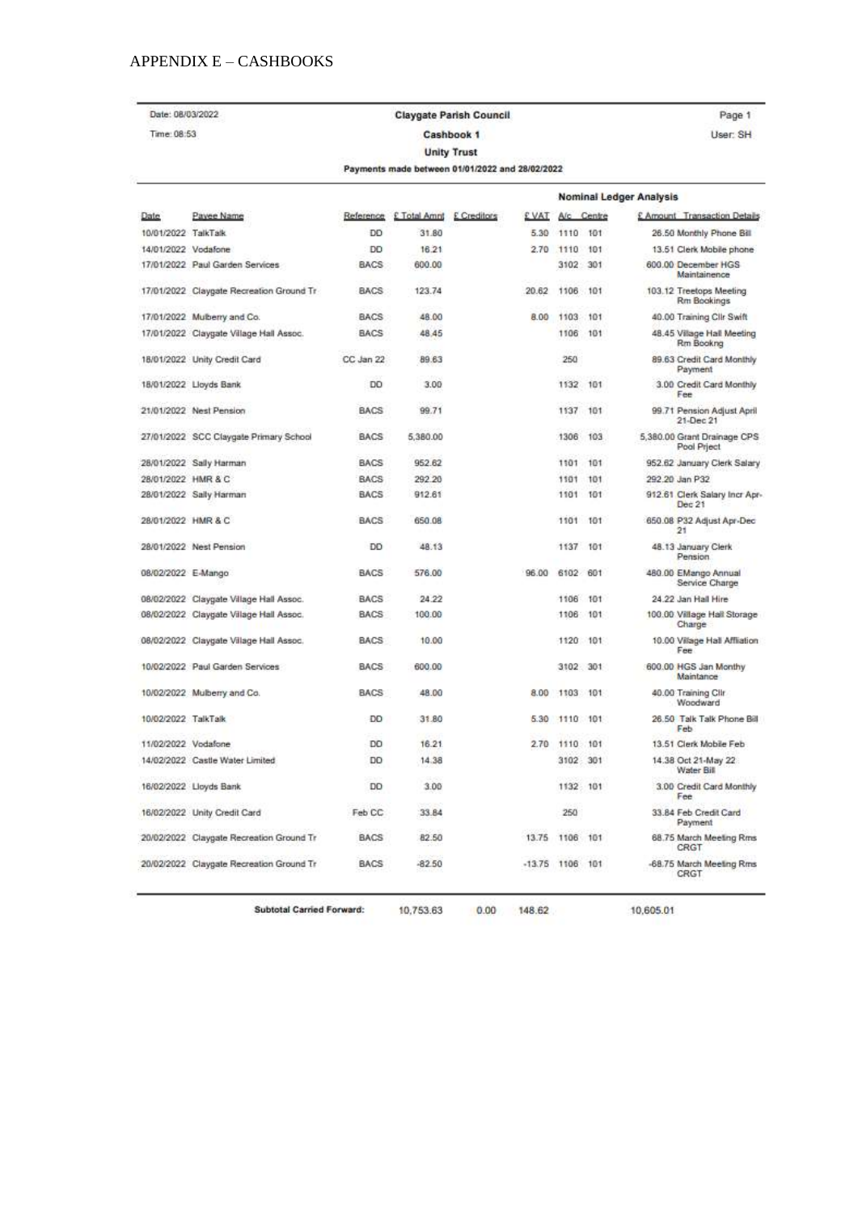# APPENDIX E – CASHBOOKS

Date: 08/03/2022 | **Claygate Parish Council** | Page 1

Time: 08:53 | **Cashbook 1** | User: SH

**Unity Trust**

**Payments made between 01/01/2022 and 28/02/2022**

| Date | Payee Name | Reference | £ Total Amnt | £ Creditors | £ VAT | A/c | Centre | £ Amount | Transaction Details |
|---|---|---|---|---|---|---|---|---|---|
| | | | | | **Nominal Ledger Analysis** | | | | |
| 10/01/2022 | TalkTalk | DD | 31.80 | | 5.30 | 1110 | 101 | 26.50 | Monthly Phone Bill |
| 14/01/2022 | Vodafone | DD | 16.21 | | 2.70 | 1110 | 101 | 13.51 | Clerk Mobile phone |
| 17/01/2022 | Paul Garden Services | BACS | 600.00 | | | 3102 | 301 | 600.00 | December HGS Maintainence |
| 17/01/2022 | Claygate Recreation Ground Tr | BACS | 123.74 | | 20.62 | 1106 | 101 | 103.12 | Treetops Meeting Rm Bookings |
| 17/01/2022 | Mulberry and Co. | BACS | 48.00 | | 8.00 | 1103 | 101 | 40.00 | Training Cllr Swift |
| 17/01/2022 | Claygate Village Hall Assoc. | BACS | 48.45 | | | 1106 | 101 | 48.45 | Village Hall Meeting Rm Bookng |
| 18/01/2022 | Unity Credit Card | CC Jan 22 | 89.63 | | | 250 | | 89.63 | Credit Card Monthly Payment |
| 18/01/2022 | Lloyds Bank | DD | 3.00 | | | 1132 | 101 | 3.00 | Credit Card Monthly Fee |
| 21/01/2022 | Nest Pension | BACS | 99.71 | | | 1137 | 101 | 99.71 | Pension Adjust April 21-Dec 21 |
| 27/01/2022 | SCC Claygate Primary School | BACS | 5,380.00 | | | 1306 | 103 | 5,380.00 | Grant Drainage CPS Pool Prject |
| 28/01/2022 | Sally Harman | BACS | 952.62 | | | 1101 | 101 | 952.62 | January Clerk Salary |
| 28/01/2022 | HMR & C | BACS | 292.20 | | | 1101 | 101 | 292.20 | Jan P32 |
| 28/01/2022 | Sally Harman | BACS | 912.61 | | | 1101 | 101 | 912.61 | Clerk Salary Incr Apr-Dec 21 |
| 28/01/2022 | HMR & C | BACS | 650.08 | | | 1101 | 101 | 650.08 | P32 Adjust Apr-Dec 21 |
| 28/01/2022 | Nest Pension | DD | 48.13 | | | 1137 | 101 | 48.13 | January Clerk Pension |
| 08/02/2022 | E-Mango | BACS | 576.00 | | 96.00 | 6102 | 601 | 480.00 | EMango Annual Service Charge |
| 08/02/2022 | Claygate Village Hall Assoc. | BACS | 24.22 | | | 1106 | 101 | 24.22 | Jan Hall Hire |
| 08/02/2022 | Claygate Village Hall Assoc. | BACS | 100.00 | | | 1106 | 101 | 100.00 | Village Hall Storage Charge |
| 08/02/2022 | Claygate Village Hall Assoc. | BACS | 10.00 | | | 1120 | 101 | 10.00 | Village Hall Affliation Fee |
| 10/02/2022 | Paul Garden Services | BACS | 600.00 | | | 3102 | 301 | 600.00 | HGS Jan Monthy Maintance |
| 10/02/2022 | Mulberry and Co. | BACS | 48.00 | | 8.00 | 1103 | 101 | 40.00 | Training Cllr Woodward |
| 10/02/2022 | TalkTalk | DD | 31.80 | | 5.30 | 1110 | 101 | 26.50 | Talk Talk Phone Bill Feb |
| 11/02/2022 | Vodafone | DD | 16.21 | | 2.70 | 1110 | 101 | 13.51 | Clerk Mobile Feb |
| 14/02/2022 | Castle Water Limited | DD | 14.38 | | | 3102 | 301 | 14.38 | Oct 21-May 22 Water Bill |
| 16/02/2022 | Lloyds Bank | DD | 3.00 | | | 1132 | 101 | 3.00 | Credit Card Monthly Fee |
| 16/02/2022 | Unity Credit Card | Feb CC | 33.84 | | | 250 | | 33.84 | Feb Credit Card Payment |
| 20/02/2022 | Claygate Recreation Ground Tr | BACS | 82.50 | | 13.75 | 1106 | 101 | 68.75 | March Meeting Rms CRGT |
| 20/02/2022 | Claygate Recreation Ground Tr | BACS | -82.50 | | -13.75 | 1106 | 101 | -68.75 | March Meeting Rms CRGT |
| | **Subtotal Carried Forward:** | | 10,753.63 | 0.00 | 148.62 | | | 10,605.01 | |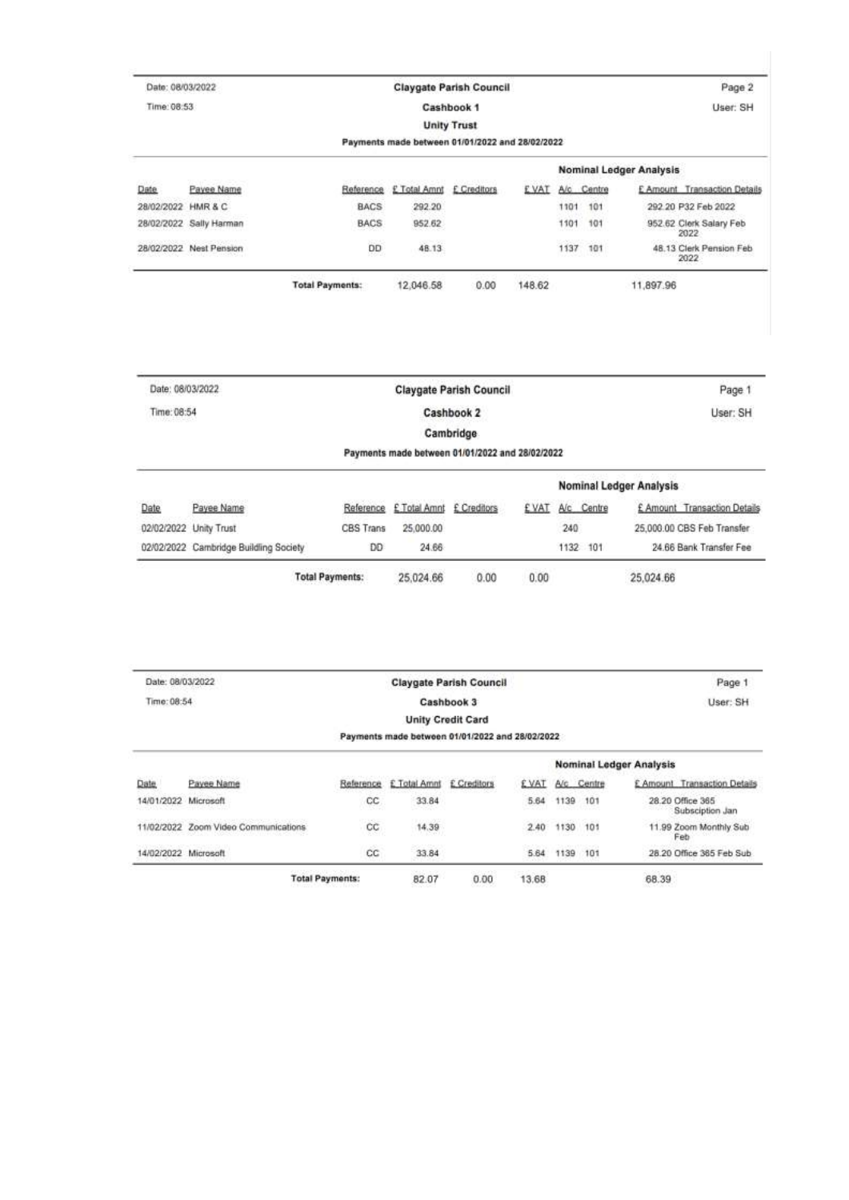Date: 08/03/2022

Time: 08:53

**Claygate Parish Council**

**Cashbook 1**

**Unity Trust**

**Payments made between 01/01/2022 and 28/02/2022**

Page 2

User: SH

| Date | Payee Name | Reference | £ Total Amnt | £ Creditors | £ VAT | A/c | Centre | £ Amount | Transaction Details |
|---|---|---|---|---|---|---|---|---|---|
| 28/02/2022 | HMR & C | BACS | 292.20 | | | 1101 | 101 | 292.20 | P32 Feb 2022 |
| 28/02/2022 | Sally Harman | BACS | 952.62 | | | 1101 | 101 | 952.62 | Clerk Salary Feb 2022 |
| 28/02/2022 | Nest Pension | DD | 48.13 | | | 1137 | 101 | 48.13 | Clerk Pension Feb 2022 |
| | **Total Payments:** | | 12,046.58 | 0.00 | 148.62 | | | 11,897.96 | |

Date: 08/03/2022

Time: 08:54

**Claygate Parish Council**

**Cashbook 2**

**Cambridge**

**Payments made between 01/01/2022 and 28/02/2022**

Page 1

User: SH

| Date | Payee Name | Reference | £ Total Amnt | £ Creditors | £ VAT | A/c | Centre | £ Amount | Transaction Details |
|---|---|---|---|---|---|---|---|---|---|
| 02/02/2022 | Unity Trust | CBS Trans | 25,000.00 | | | 240 | | 25,000.00 | CBS Feb Transfer |
| 02/02/2022 | Cambridge Building Society | DD | 24.66 | | | 1132 | 101 | 24.66 | Bank Transfer Fee |
| | **Total Payments:** | | 25,024.66 | 0.00 | 0.00 | | | 25,024.66 | |

Date: 08/03/2022

Time: 08:54

**Claygate Parish Council**

**Cashbook 3**

**Unity Credit Card**

**Payments made between 01/01/2022 and 28/02/2022**

Page 1

User: SH

| Date | Payee Name | Reference | £ Total Amnt | £ Creditors | £ VAT | A/c | Centre | £ Amount | Transaction Details |
|---|---|---|---|---|---|---|---|---|---|
| 14/01/2022 | Microsoft | CC | 33.84 | | 5.64 | 1139 | 101 | 28.20 | Office 365 Subsciption Jan |
| 11/02/2022 | Zoom Video Communications | CC | 14.39 | | 2.40 | 1130 | 101 | 11.99 | Zoom Monthly Sub Feb |
| 14/02/2022 | Microsoft | CC | 33.84 | | 5.64 | 1139 | 101 | 28.20 | Office 365 Feb Sub |
| | **Total Payments:** | | 82.07 | 0.00 | 13.68 | | | 68.39 | |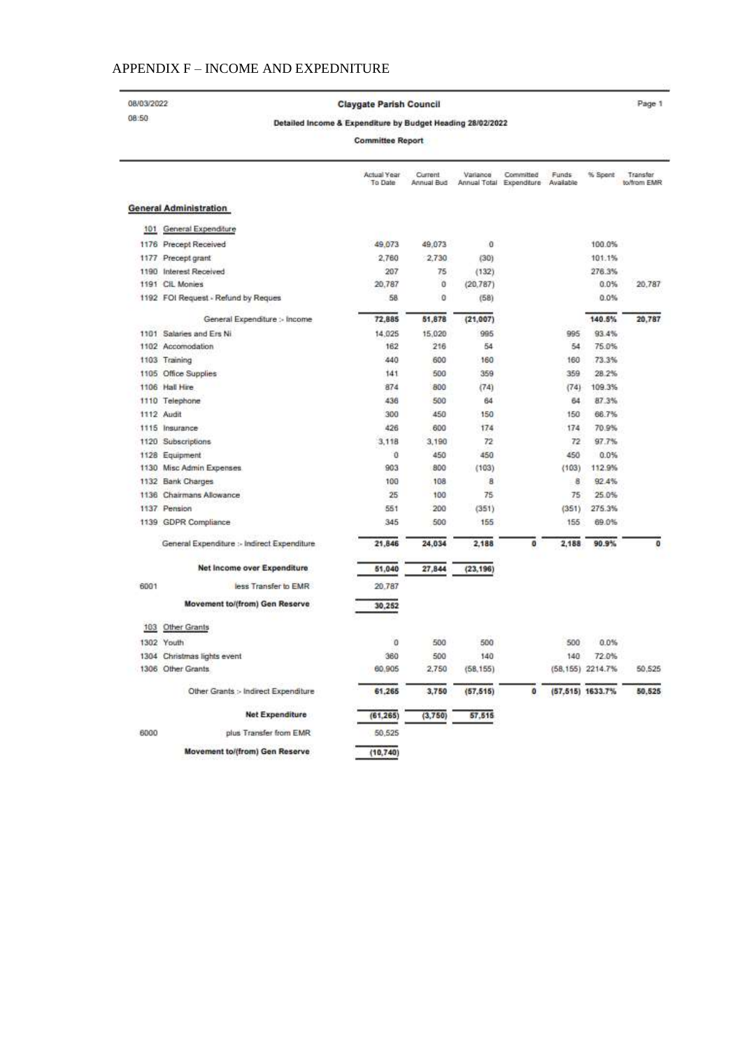# APPENDIX F – INCOME AND EXPEDNITURE

08/03/2022
08:50

**Claygate Parish Council**

**Detailed Income & Expenditure by Budget Heading 28/02/2022**

**Committee Report**

| | Actual Year To Date | Current Annual Bud | Variance Annual Total | Committed Expenditure | Funds Available | % Spent | Transfer to/from EMR |
|---|---|---|---|---|---|---|---|
| **General Administration** | | | | | | | |
| 101 General Expenditure | | | | | | | |
| 1176 Precept Received | 49,073 | 49,073 | 0 | | | 100.0% | |
| 1177 Precept grant | 2,760 | 2,730 | (30) | | | 101.1% | |
| 1190 Interest Received | 207 | 75 | (132) | | | 276.3% | |
| 1191 CIL Monies | 20,787 | 0 | (20,787) | | | 0.0% | 20,787 |
| 1192 FOI Request - Refund by Reques | 58 | 0 | (58) | | | 0.0% | |
| General Expenditure :- Income | **72,885** | **51,878** | **(21,007)** | | | **140.5%** | **20,787** |
| 1101 Salaries and Ers NI | 14,025 | 15,020 | 995 | | 995 | 93.4% | |
| 1102 Accomodation | 162 | 216 | 54 | | 54 | 75.0% | |
| 1103 Training | 440 | 600 | 160 | | 160 | 73.3% | |
| 1105 Office Supplies | 141 | 500 | 359 | | 359 | 28.2% | |
| 1106 Hall Hire | 874 | 800 | (74) | | (74) | 109.3% | |
| 1110 Telephone | 436 | 500 | 64 | | 64 | 87.3% | |
| 1112 Audit | 300 | 450 | 150 | | 150 | 66.7% | |
| 1115 Insurance | 426 | 600 | 174 | | 174 | 70.9% | |
| 1120 Subscriptions | 3,118 | 3,190 | 72 | | 72 | 97.7% | |
| 1128 Equipment | 0 | 450 | 450 | | 450 | 0.0% | |
| 1130 Misc Admin Expenses | 903 | 800 | (103) | | (103) | 112.9% | |
| 1132 Bank Charges | 100 | 108 | 8 | | 8 | 92.4% | |
| 1136 Chairmans Allowance | 25 | 100 | 75 | | 75 | 25.0% | |
| 1137 Pension | 551 | 200 | (351) | | (351) | 275.3% | |
| 1139 GDPR Compliance | 345 | 500 | 155 | | 155 | 69.0% | |
| General Expenditure :- Indirect Expenditure | **21,846** | **24,034** | **2,188** | **0** | **2,188** | **90.9%** | **0** |
| **Net Income over Expenditure** | **51,040** | **27,844** | **(23,196)** | | | | |
| 6001 less Transfer to EMR | 20,787 | | | | | | |
| **Movement to/(from) Gen Reserve** | **30,252** | | | | | | |
| 103 Other Grants | | | | | | | |
| 1302 Youth | 0 | 500 | 500 | | 500 | 0.0% | |
| 1304 Christmas lights event | 360 | 500 | 140 | | 140 | 72.0% | |
| 1306 Other Grants | 60,905 | 2,750 | (58,155) | | (58,155) | 2214.7% | 50,525 |
| Other Grants :- Indirect Expenditure | **61,265** | **3,750** | **(57,515)** | **0** | **(57,515)** | **1633.7%** | **50,525** |
| **Net Expenditure** | **(61,265)** | **(3,750)** | **57,515** | | | | |
| 6000 plus Transfer from EMR | 50,525 | | | | | | |
| **Movement to/(from) Gen Reserve** | **(10,740)** | | | | | | |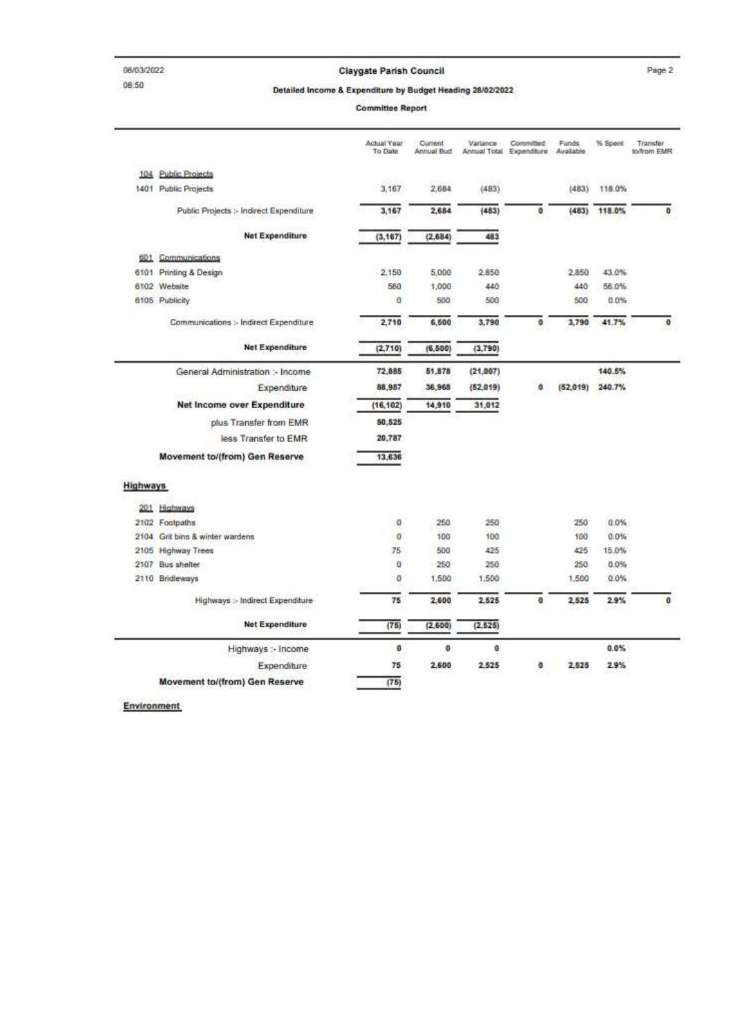# Claygate Parish Council

## Detailed Income & Expenditure by Budget Heading 28/02/2022

### Committee Report

| | Actual Year To Date | Current Annual Bud | Variance Annual Total | Committed Expenditure | Funds Available | % Spent | Transfer to/from EMR |
|---|---|---|---|---|---|---|---|
| **104 Public Projects** | | | | | | | |
| 1401 Public Projects | 3,167 | 2,684 | (483) | | (483) | 118.0% | |
| Public Projects :- Indirect Expenditure | **3,167** | **2,684** | **(483)** | **0** | **(483)** | **118.0%** | **0** |
| **Net Expenditure** | **(3,167)** | **(2,684)** | **483** | | | | |
| **601 Communications** | | | | | | | |
| 6101 Printing & Design | 2,150 | 5,000 | 2,850 | | 2,850 | 43.0% | |
| 6102 Website | 560 | 1,000 | 440 | | 440 | 56.0% | |
| 6105 Publicity | 0 | 500 | 500 | | 500 | 0.0% | |
| Communications :- Indirect Expenditure | **2,710** | **6,500** | **3,790** | **0** | **3,790** | **41.7%** | **0** |
| **Net Expenditure** | **(2,710)** | **(6,500)** | **(3,790)** | | | | |
| General Administration :- Income | **72,885** | **51,878** | **(21,007)** | | | **140.5%** | |
| Expenditure | **88,987** | **36,968** | **(52,019)** | **0** | **(52,019)** | **240.7%** | |
| **Net Income over Expenditure** | **(16,102)** | **14,910** | **31,012** | | | | |
| plus Transfer from EMR | **50,525** | | | | | | |
| less Transfer to EMR | **20,787** | | | | | | |
| **Movement to/(from) Gen Reserve** | **13,636** | | | | | | |
| **Highways** | | | | | | | |
| **201 Highways** | | | | | | | |
| 2102 Footpaths | 0 | 250 | 250 | | 250 | 0.0% | |
| 2104 Grit bins & winter wardens | 0 | 100 | 100 | | 100 | 0.0% | |
| 2105 Highway Trees | 75 | 500 | 425 | | 425 | 15.0% | |
| 2107 Bus shelter | 0 | 250 | 250 | | 250 | 0.0% | |
| 2110 Bridleways | 0 | 1,500 | 1,500 | | 1,500 | 0.0% | |
| Highways :- Indirect Expenditure | **75** | **2,600** | **2,525** | **0** | **2,525** | **2.9%** | **0** |
| **Net Expenditure** | **(75)** | **(2,600)** | **(2,525)** | | | | |
| Highways :- Income | **0** | **0** | **0** | | | **0.0%** | |
| Expenditure | **75** | **2,600** | **2,525** | **0** | **2,525** | **2.9%** | |
| **Movement to/(from) Gen Reserve** | **(75)** | | | | | | |

**Environment**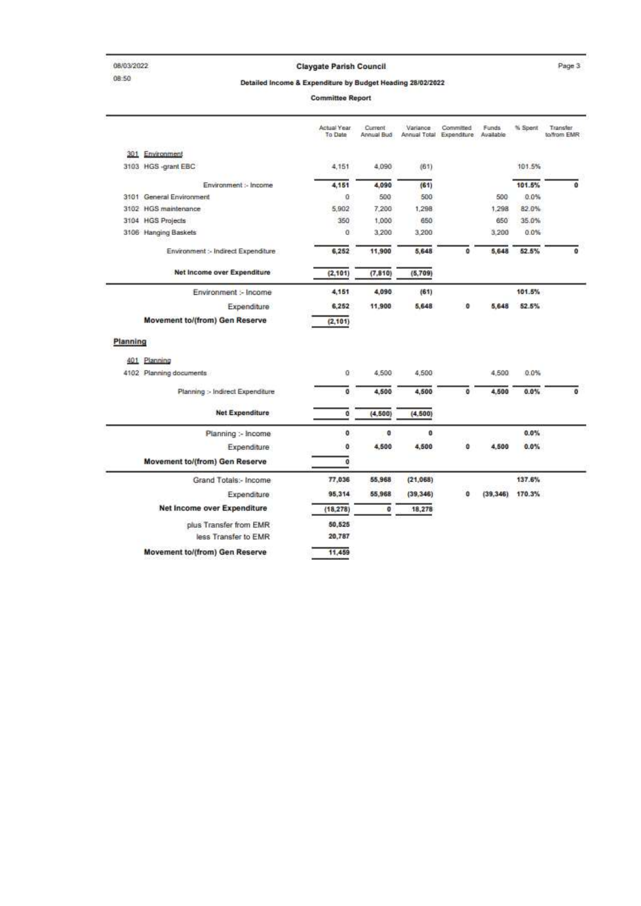**Claygate Parish Council**

**Detailed Income & Expenditure by Budget Heading 28/02/2022**

**Committee Report**

| | Actual Year To Date | Current Annual Bud | Variance Annual Total | Committed Expenditure | Funds Available | % Spent | Transfer to/from EMR |
|---|---|---|---|---|---|---|---|
| **301 Environment** | | | | | | | |
| 3103 HGS -grant EBC | 4,151 | 4,090 | (61) | | | 101.5% | |
| Environment :- Income | **4,151** | **4,090** | **(61)** | | | **101.5%** | **0** |
| 3101 General Environment | 0 | 500 | 500 | | 500 | 0.0% | |
| 3102 HGS maintenance | 5,902 | 7,200 | 1,298 | | 1,298 | 82.0% | |
| 3104 HGS Projects | 350 | 1,000 | 650 | | 650 | 35.0% | |
| 3106 Hanging Baskets | 0 | 3,200 | 3,200 | | 3,200 | 0.0% | |
| Environment :- Indirect Expenditure | **6,252** | **11,900** | **5,648** | **0** | **5,648** | **52.5%** | **0** |
| **Net Income over Expenditure** | **(2,101)** | **(7,810)** | **(5,709)** | | | | |
| Environment :- Income | **4,151** | **4,090** | **(61)** | | | **101.5%** | |
| Expenditure | **6,252** | **11,900** | **5,648** | **0** | **5,648** | **52.5%** | |
| **Movement to/(from) Gen Reserve** | **(2,101)** | | | | | | |

**Planning**

| | Actual Year To Date | Current Annual Bud | Variance Annual Total | Committed Expenditure | Funds Available | % Spent | Transfer to/from EMR |
|---|---|---|---|---|---|---|---|
| **401 Planning** | | | | | | | |
| 4102 Planning documents | 0 | 4,500 | 4,500 | | 4,500 | 0.0% | |
| Planning :- Indirect Expenditure | **0** | **4,500** | **4,500** | **0** | **4,500** | **0.0%** | **0** |
| **Net Expenditure** | **0** | **(4,500)** | **(4,500)** | | | | |
| Planning :- Income | **0** | **0** | **0** | | | **0.0%** | |
| Expenditure | **0** | **4,500** | **4,500** | **0** | **4,500** | **0.0%** | |
| **Movement to/(from) Gen Reserve** | **0** | | | | | | |
| Grand Totals:- Income | **77,036** | **55,968** | **(21,068)** | | | **137.6%** | |
| Expenditure | **95,314** | **55,968** | **(39,346)** | **0** | **(39,346)** | **170.3%** | |
| **Net Income over Expenditure** | **(18,278)** | **0** | **18,278** | | | | |
| plus Transfer from EMR | **50,525** | | | | | | |
| less Transfer to EMR | **20,787** | | | | | | |
| **Movement to/(from) Gen Reserve** | **11,459** | | | | | | |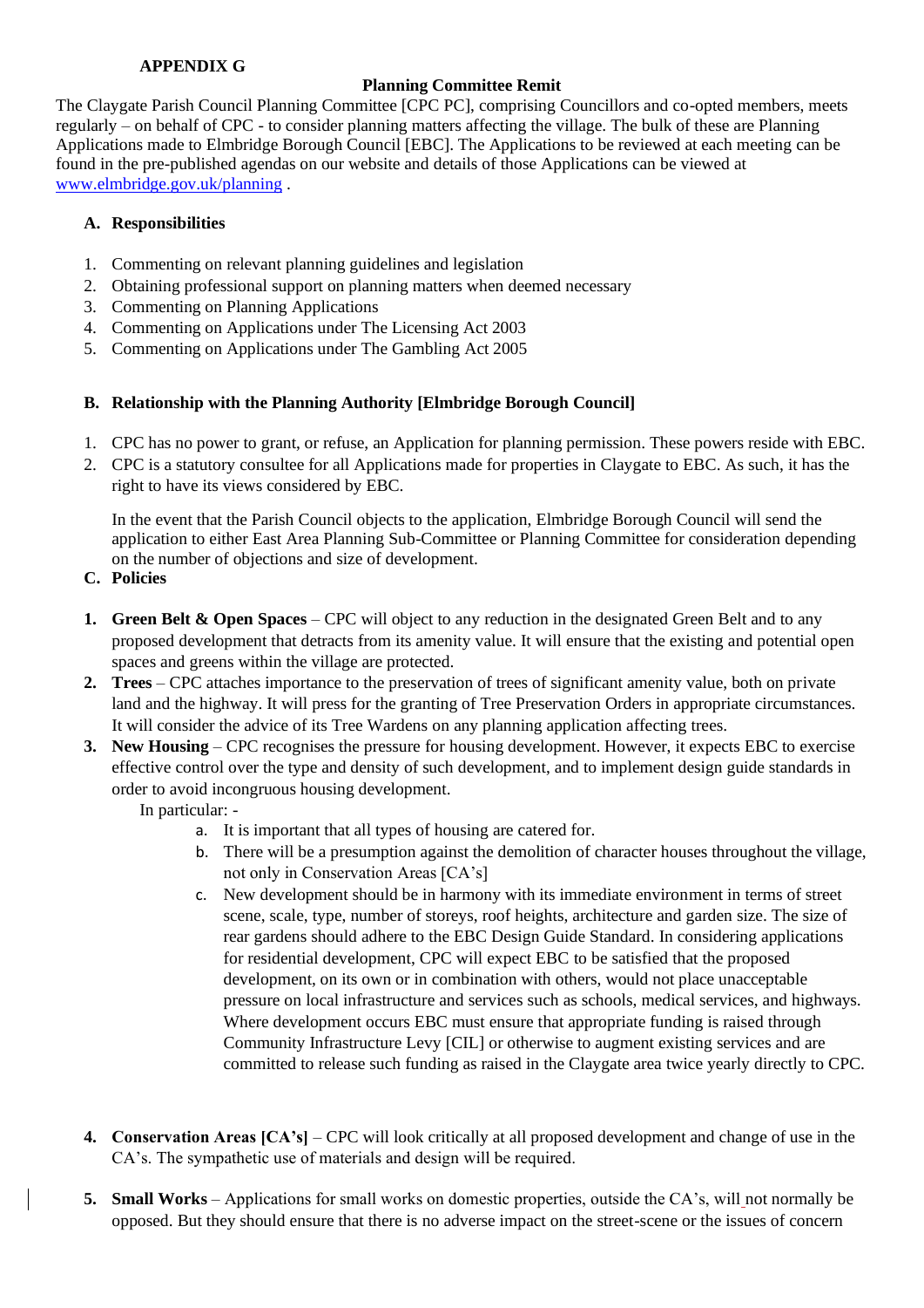**APPENDIX G**

**Planning Committee Remit**

The Claygate Parish Council Planning Committee [CPC PC], comprising Councillors and co-opted members, meets regularly – on behalf of CPC - to consider planning matters affecting the village. The bulk of these are Planning Applications made to Elmbridge Borough Council [EBC]. The Applications to be reviewed at each meeting can be found in the pre-published agendas on our website and details of those Applications can be viewed at www.elmbridge.gov.uk/planning .

**A. Responsibilities**

1. Commenting on relevant planning guidelines and legislation
2. Obtaining professional support on planning matters when deemed necessary
3. Commenting on Planning Applications
4. Commenting on Applications under The Licensing Act 2003
5. Commenting on Applications under The Gambling Act 2005

**B. Relationship with the Planning Authority [Elmbridge Borough Council]**

1. CPC has no power to grant, or refuse, an Application for planning permission. These powers reside with EBC.
2. CPC is a statutory consultee for all Applications made for properties in Claygate to EBC. As such, it has the right to have its views considered by EBC.

   In the event that the Parish Council objects to the application, Elmbridge Borough Council will send the application to either East Area Planning Sub-Committee or Planning Committee for consideration depending on the number of objections and size of development.

**C. Policies**

1. **Green Belt & Open Spaces** – CPC will object to any reduction in the designated Green Belt and to any proposed development that detracts from its amenity value. It will ensure that the existing and potential open spaces and greens within the village are protected.
2. **Trees** – CPC attaches importance to the preservation of trees of significant amenity value, both on private land and the highway. It will press for the granting of Tree Preservation Orders in appropriate circumstances. It will consider the advice of its Tree Wardens on any planning application affecting trees.
3. **New Housing** – CPC recognises the pressure for housing development. However, it expects EBC to exercise effective control over the type and density of such development, and to implement design guide standards in order to avoid incongruous housing development.

   In particular: -

   a. It is important that all types of housing are catered for.
   b. There will be a presumption against the demolition of character houses throughout the village, not only in Conservation Areas [CA's]
   c. New development should be in harmony with its immediate environment in terms of street scene, scale, type, number of storeys, roof heights, architecture and garden size. The size of rear gardens should adhere to the EBC Design Guide Standard. In considering applications for residential development, CPC will expect EBC to be satisfied that the proposed development, on its own or in combination with others, would not place unacceptable pressure on local infrastructure and services such as schools, medical services, and highways. Where development occurs EBC must ensure that appropriate funding is raised through Community Infrastructure Levy [CIL] or otherwise to augment existing services and are committed to release such funding as raised in the Claygate area twice yearly directly to CPC.

4. **Conservation Areas [CA's]** – CPC will look critically at all proposed development and change of use in the CA's. The sympathetic use of materials and design will be required.

5. **Small Works** – Applications for small works on domestic properties, outside the CA's, will not normally be opposed. But they should ensure that there is no adverse impact on the street-scene or the issues of concern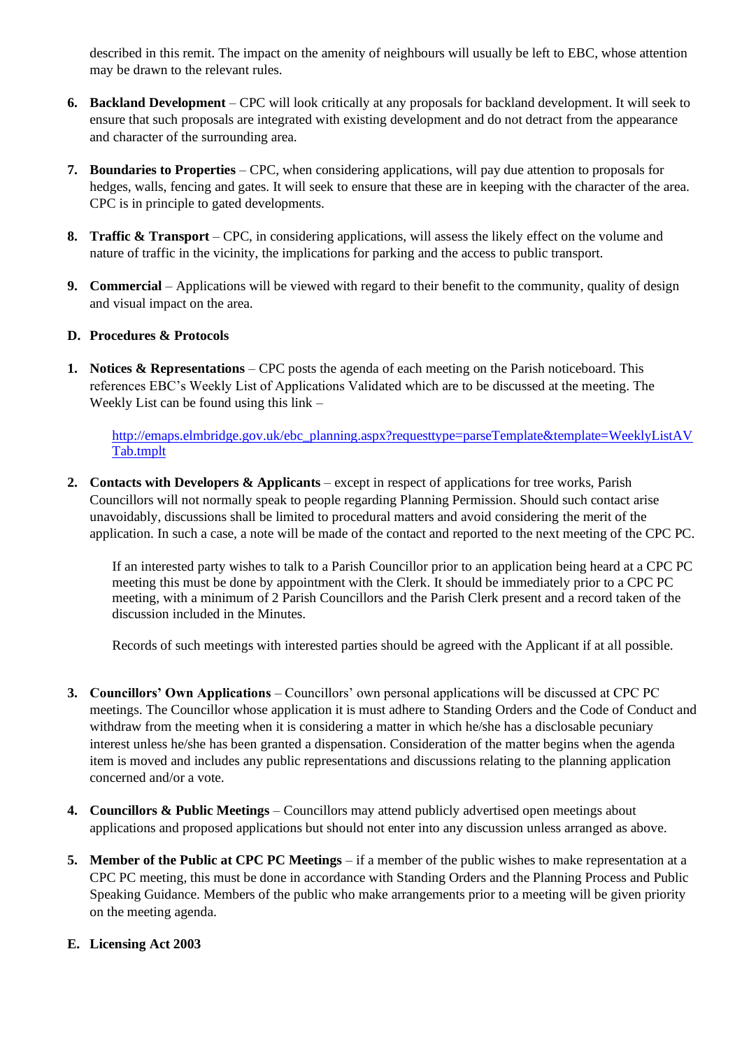described in this remit. The impact on the amenity of neighbours will usually be left to EBC, whose attention may be drawn to the relevant rules.

6. **Backland Development** – CPC will look critically at any proposals for backland development. It will seek to ensure that such proposals are integrated with existing development and do not detract from the appearance and character of the surrounding area.

7. **Boundaries to Properties** – CPC, when considering applications, will pay due attention to proposals for hedges, walls, fencing and gates. It will seek to ensure that these are in keeping with the character of the area. CPC is in principle to gated developments.

8. **Traffic & Transport** – CPC, in considering applications, will assess the likely effect on the volume and nature of traffic in the vicinity, the implications for parking and the access to public transport.

9. **Commercial** – Applications will be viewed with regard to their benefit to the community, quality of design and visual impact on the area.

**D. Procedures & Protocols**

1. **Notices & Representations** – CPC posts the agenda of each meeting on the Parish noticeboard. This references EBC's Weekly List of Applications Validated which are to be discussed at the meeting. The Weekly List can be found using this link –

   http://emaps.elmbridge.gov.uk/ebc_planning.aspx?requesttype=parseTemplate&template=WeeklyListAVTab.tmplt

2. **Contacts with Developers & Applicants** – except in respect of applications for tree works, Parish Councillors will not normally speak to people regarding Planning Permission. Should such contact arise unavoidably, discussions shall be limited to procedural matters and avoid considering the merit of the application. In such a case, a note will be made of the contact and reported to the next meeting of the CPC PC.

   If an interested party wishes to talk to a Parish Councillor prior to an application being heard at a CPC PC meeting this must be done by appointment with the Clerk. It should be immediately prior to a CPC PC meeting, with a minimum of 2 Parish Councillors and the Parish Clerk present and a record taken of the discussion included in the Minutes.

   Records of such meetings with interested parties should be agreed with the Applicant if at all possible.

3. **Councillors' Own Applications** – Councillors' own personal applications will be discussed at CPC PC meetings. The Councillor whose application it is must adhere to Standing Orders and the Code of Conduct and withdraw from the meeting when it is considering a matter in which he/she has a disclosable pecuniary interest unless he/she has been granted a dispensation. Consideration of the matter begins when the agenda item is moved and includes any public representations and discussions relating to the planning application concerned and/or a vote.

4. **Councillors & Public Meetings** – Councillors may attend publicly advertised open meetings about applications and proposed applications but should not enter into any discussion unless arranged as above.

5. **Member of the Public at CPC PC Meetings** – if a member of the public wishes to make representation at a CPC PC meeting, this must be done in accordance with Standing Orders and the Planning Process and Public Speaking Guidance. Members of the public who make arrangements prior to a meeting will be given priority on the meeting agenda.

**E. Licensing Act 2003**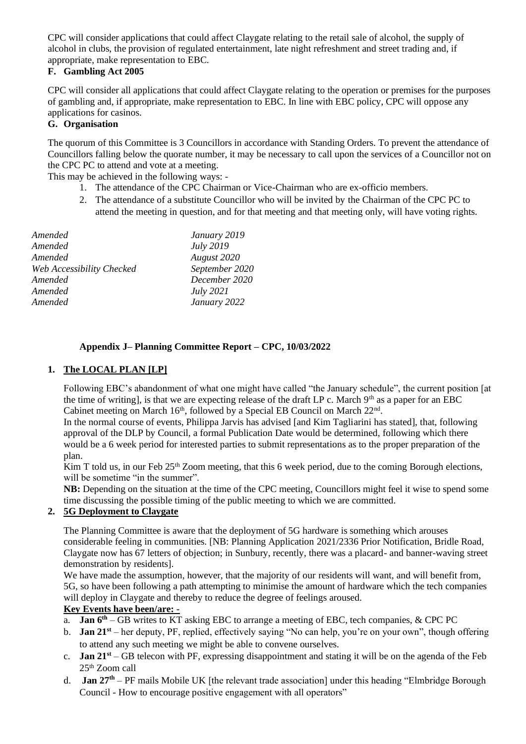CPC will consider applications that could affect Claygate relating to the retail sale of alcohol, the supply of alcohol in clubs, the provision of regulated entertainment, late night refreshment and street trading and, if appropriate, make representation to EBC.

### F. Gambling Act 2005

CPC will consider all applications that could affect Claygate relating to the operation or premises for the purposes of gambling and, if appropriate, make representation to EBC. In line with EBC policy, CPC will oppose any applications for casinos.

### G. Organisation

The quorum of this Committee is 3 Councillors in accordance with Standing Orders. To prevent the attendance of Councillors falling below the quorate number, it may be necessary to call upon the services of a Councillor not on the CPC PC to attend and vote at a meeting.

This may be achieved in the following ways: -

1. The attendance of the CPC Chairman or Vice-Chairman who are ex-officio members.
2. The attendance of a substitute Councillor who will be invited by the Chairman of the CPC PC to attend the meeting in question, and for that meeting and that meeting only, will have voting rights.

| | |
|---|---|
| *Amended* | *January 2019* |
| *Amended* | *July 2019* |
| *Amended* | *August 2020* |
| *Web Accessibility Checked* | *September 2020* |
| *Amended* | *December 2020* |
| *Amended* | *July 2021* |
| *Amended* | *January 2022* |

## Appendix J– Planning Committee Report – CPC, 10/03/2022

### 1. The LOCAL PLAN [LP]

Following EBC's abandonment of what one might have called "the January schedule", the current position [at the time of writing], is that we are expecting release of the draft LP c. March 9th as a paper for an EBC Cabinet meeting on March 16th, followed by a Special EB Council on March 22nd.

In the normal course of events, Philippa Jarvis has advised [and Kim Tagliarini has stated], that, following approval of the DLP by Council, a formal Publication Date would be determined, following which there would be a 6 week period for interested parties to submit representations as to the proper preparation of the plan.

Kim T told us, in our Feb 25th Zoom meeting, that this 6 week period, due to the coming Borough elections, will be sometime "in the summer".

**NB:** Depending on the situation at the time of the CPC meeting, Councillors might feel it wise to spend some time discussing the possible timing of the public meeting to which we are committed.

### 2. 5G Deployment to Claygate

The Planning Committee is aware that the deployment of 5G hardware is something which arouses considerable feeling in communities. [NB: Planning Application 2021/2336 Prior Notification, Bridle Road, Claygate now has 67 letters of objection; in Sunbury, recently, there was a placard- and banner-waving street demonstration by residents].

We have made the assumption, however, that the majority of our residents will want, and will benefit from, 5G, so have been following a path attempting to minimise the amount of hardware which the tech companies will deploy in Claygate and thereby to reduce the degree of feelings aroused.

**Key Events have been/are: -**

a. **Jan 6th** – GB writes to KT asking EBC to arrange a meeting of EBC, tech companies, & CPC PC
b. **Jan 21st** – her deputy, PF, replied, effectively saying "No can help, you're on your own", though offering to attend any such meeting we might be able to convene ourselves.
c. **Jan 21st** – GB telecon with PF, expressing disappointment and stating it will be on the agenda of the Feb 25th Zoom call
d. **Jan 27th** – PF mails Mobile UK [the relevant trade association] under this heading "Elmbridge Borough Council - How to encourage positive engagement with all operators"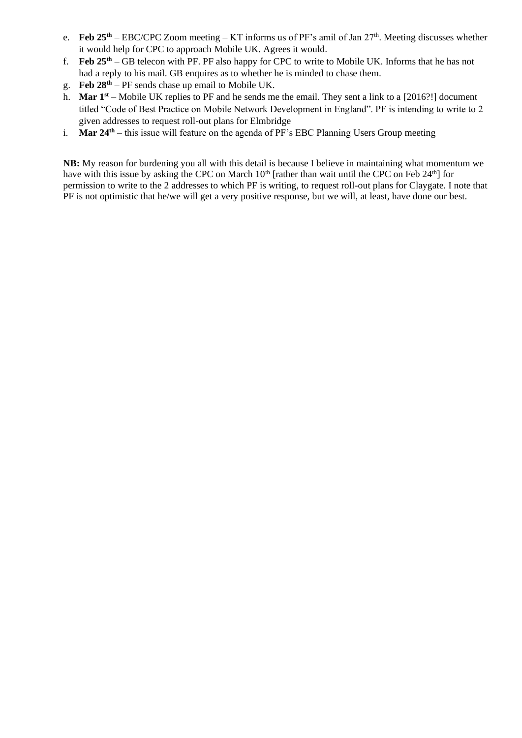e. **Feb 25th** – EBC/CPC Zoom meeting – KT informs us of PF's amil of Jan 27th. Meeting discusses whether it would help for CPC to approach Mobile UK. Agrees it would.
f. **Feb 25th** – GB telecon with PF. PF also happy for CPC to write to Mobile UK. Informs that he has not had a reply to his mail. GB enquires as to whether he is minded to chase them.
g. **Feb 28th** – PF sends chase up email to Mobile UK.
h. **Mar 1st** – Mobile UK replies to PF and he sends me the email. They sent a link to a [2016?!] document titled "Code of Best Practice on Mobile Network Development in England". PF is intending to write to 2 given addresses to request roll-out plans for Elmbridge
i. **Mar 24th** – this issue will feature on the agenda of PF's EBC Planning Users Group meeting

**NB:** My reason for burdening you all with this detail is because I believe in maintaining what momentum we have with this issue by asking the CPC on March 10th [rather than wait until the CPC on Feb 24th] for permission to write to the 2 addresses to which PF is writing, to request roll-out plans for Claygate. I note that PF is not optimistic that he/we will get a very positive response, but we will, at least, have done our best.